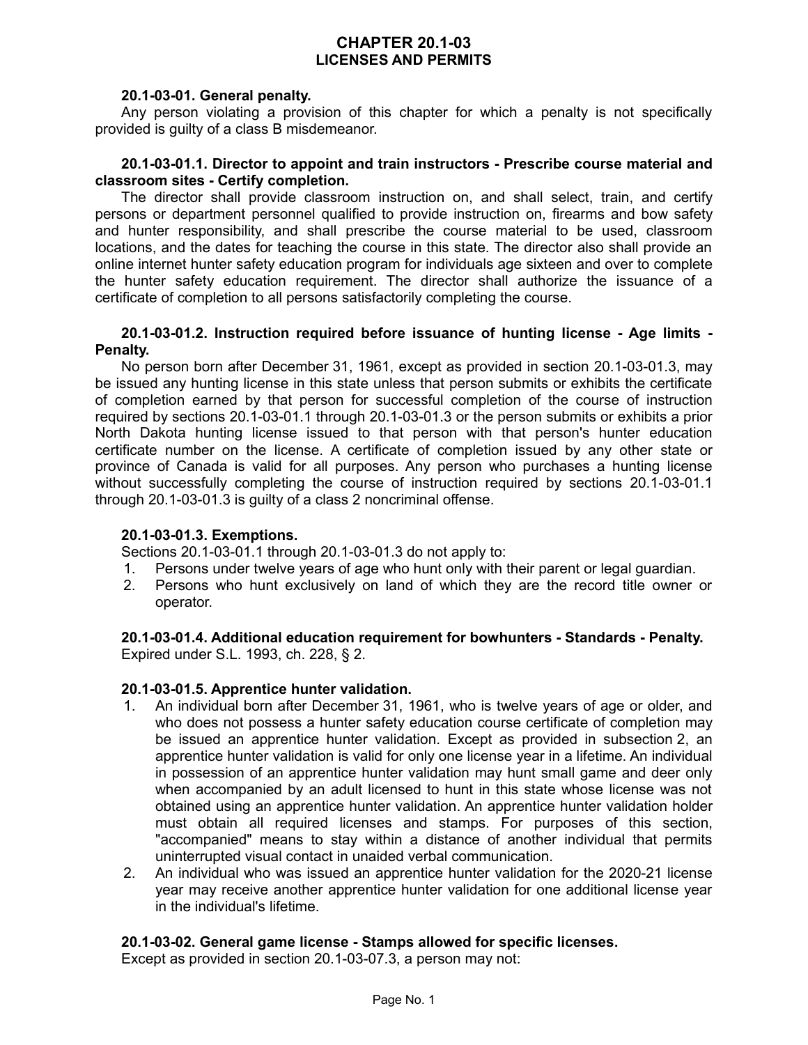# CHAPTER 20.1-03
# LICENSES AND PERMITS

**20.1-03-01. General penalty.**

Any person violating a provision of this chapter for which a penalty is not specifically provided is guilty of a class B misdemeanor.

**20.1-03-01.1. Director to appoint and train instructors - Prescribe course material and classroom sites - Certify completion.**

The director shall provide classroom instruction on, and shall select, train, and certify persons or department personnel qualified to provide instruction on, firearms and bow safety and hunter responsibility, and shall prescribe the course material to be used, classroom locations, and the dates for teaching the course in this state. The director also shall provide an online internet hunter safety education program for individuals age sixteen and over to complete the hunter safety education requirement. The director shall authorize the issuance of a certificate of completion to all persons satisfactorily completing the course.

**20.1-03-01.2. Instruction required before issuance of hunting license - Age limits - Penalty.**

No person born after December 31, 1961, except as provided in section 20.1-03-01.3, may be issued any hunting license in this state unless that person submits or exhibits the certificate of completion earned by that person for successful completion of the course of instruction required by sections 20.1-03-01.1 through 20.1-03-01.3 or the person submits or exhibits a prior North Dakota hunting license issued to that person with that person's hunter education certificate number on the license. A certificate of completion issued by any other state or province of Canada is valid for all purposes. Any person who purchases a hunting license without successfully completing the course of instruction required by sections 20.1-03-01.1 through 20.1-03-01.3 is guilty of a class 2 noncriminal offense.

**20.1-03-01.3. Exemptions.**

Sections 20.1-03-01.1 through 20.1-03-01.3 do not apply to:

1. Persons under twelve years of age who hunt only with their parent or legal guardian.
2. Persons who hunt exclusively on land of which they are the record title owner or operator.

**20.1-03-01.4. Additional education requirement for bowhunters - Standards - Penalty.**

Expired under S.L. 1993, ch. 228, § 2.

**20.1-03-01.5. Apprentice hunter validation.**

1. An individual born after December 31, 1961, who is twelve years of age or older, and who does not possess a hunter safety education course certificate of completion may be issued an apprentice hunter validation. Except as provided in subsection 2, an apprentice hunter validation is valid for only one license year in a lifetime. An individual in possession of an apprentice hunter validation may hunt small game and deer only when accompanied by an adult licensed to hunt in this state whose license was not obtained using an apprentice hunter validation. An apprentice hunter validation holder must obtain all required licenses and stamps. For purposes of this section, "accompanied" means to stay within a distance of another individual that permits uninterrupted visual contact in unaided verbal communication.
2. An individual who was issued an apprentice hunter validation for the 2020-21 license year may receive another apprentice hunter validation for one additional license year in the individual's lifetime.

**20.1-03-02. General game license - Stamps allowed for specific licenses.**

Except as provided in section 20.1-03-07.3, a person may not: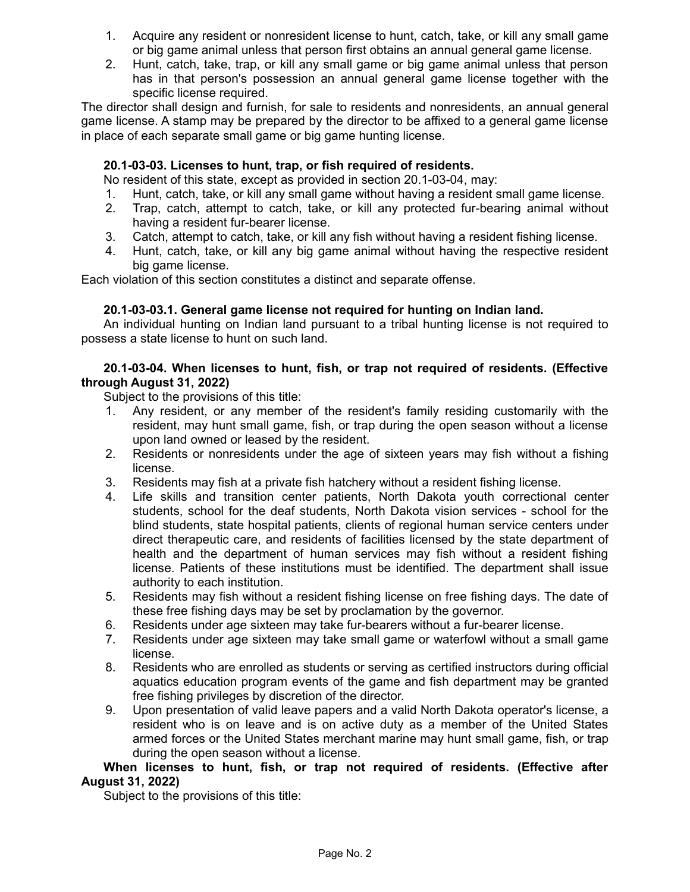1. Acquire any resident or nonresident license to hunt, catch, take, or kill any small game or big game animal unless that person first obtains an annual general game license.
2. Hunt, catch, take, trap, or kill any small game or big game animal unless that person has in that person's possession an annual general game license together with the specific license required.

The director shall design and furnish, for sale to residents and nonresidents, an annual general game license. A stamp may be prepared by the director to be affixed to a general game license in place of each separate small game or big game hunting license.

**20.1-03-03. Licenses to hunt, trap, or fish required of residents.**

No resident of this state, except as provided in section 20.1-03-04, may:

1. Hunt, catch, take, or kill any small game without having a resident small game license.
2. Trap, catch, attempt to catch, take, or kill any protected fur-bearing animal without having a resident fur-bearer license.
3. Catch, attempt to catch, take, or kill any fish without having a resident fishing license.
4. Hunt, catch, take, or kill any big game animal without having the respective resident big game license.

Each violation of this section constitutes a distinct and separate offense.

**20.1-03-03.1. General game license not required for hunting on Indian land.**

An individual hunting on Indian land pursuant to a tribal hunting license is not required to possess a state license to hunt on such land.

**20.1-03-04. When licenses to hunt, fish, or trap not required of residents. (Effective through August 31, 2022)**

Subject to the provisions of this title:

1. Any resident, or any member of the resident's family residing customarily with the resident, may hunt small game, fish, or trap during the open season without a license upon land owned or leased by the resident.
2. Residents or nonresidents under the age of sixteen years may fish without a fishing license.
3. Residents may fish at a private fish hatchery without a resident fishing license.
4. Life skills and transition center patients, North Dakota youth correctional center students, school for the deaf students, North Dakota vision services - school for the blind students, state hospital patients, clients of regional human service centers under direct therapeutic care, and residents of facilities licensed by the state department of health and the department of human services may fish without a resident fishing license. Patients of these institutions must be identified. The department shall issue authority to each institution.
5. Residents may fish without a resident fishing license on free fishing days. The date of these free fishing days may be set by proclamation by the governor.
6. Residents under age sixteen may take fur-bearers without a fur-bearer license.
7. Residents under age sixteen may take small game or waterfowl without a small game license.
8. Residents who are enrolled as students or serving as certified instructors during official aquatics education program events of the game and fish department may be granted free fishing privileges by discretion of the director.
9. Upon presentation of valid leave papers and a valid North Dakota operator's license, a resident who is on leave and is on active duty as a member of the United States armed forces or the United States merchant marine may hunt small game, fish, or trap during the open season without a license.

**When licenses to hunt, fish, or trap not required of residents. (Effective after August 31, 2022)**

Subject to the provisions of this title: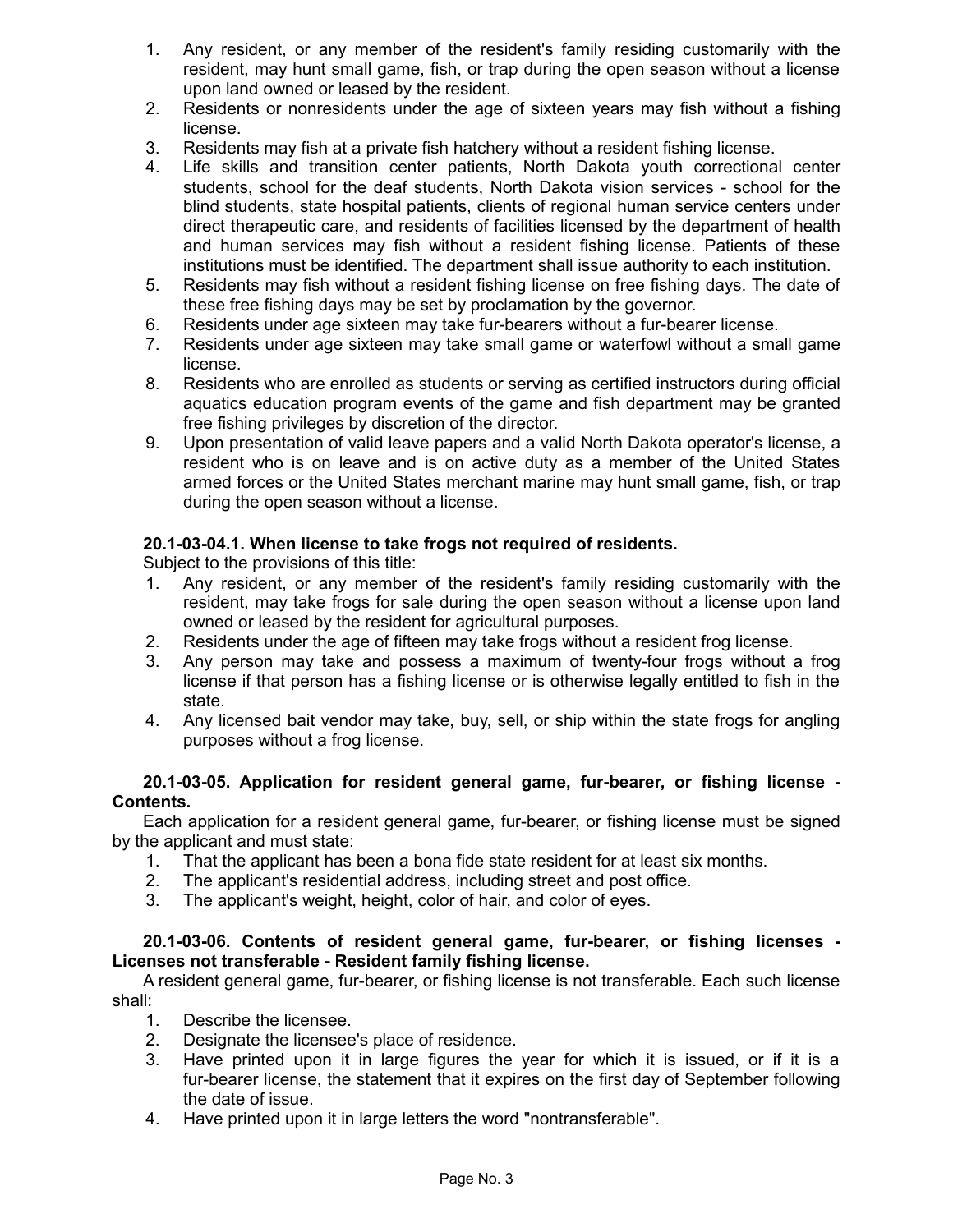1. Any resident, or any member of the resident's family residing customarily with the resident, may hunt small game, fish, or trap during the open season without a license upon land owned or leased by the resident.
2. Residents or nonresidents under the age of sixteen years may fish without a fishing license.
3. Residents may fish at a private fish hatchery without a resident fishing license.
4. Life skills and transition center patients, North Dakota youth correctional center students, school for the deaf students, North Dakota vision services - school for the blind students, state hospital patients, clients of regional human service centers under direct therapeutic care, and residents of facilities licensed by the department of health and human services may fish without a resident fishing license. Patients of these institutions must be identified. The department shall issue authority to each institution.
5. Residents may fish without a resident fishing license on free fishing days. The date of these free fishing days may be set by proclamation by the governor.
6. Residents under age sixteen may take fur-bearers without a fur-bearer license.
7. Residents under age sixteen may take small game or waterfowl without a small game license.
8. Residents who are enrolled as students or serving as certified instructors during official aquatics education program events of the game and fish department may be granted free fishing privileges by discretion of the director.
9. Upon presentation of valid leave papers and a valid North Dakota operator's license, a resident who is on leave and is on active duty as a member of the United States armed forces or the United States merchant marine may hunt small game, fish, or trap during the open season without a license.

**20.1-03-04.1. When license to take frogs not required of residents.**

Subject to the provisions of this title:

1. Any resident, or any member of the resident's family residing customarily with the resident, may take frogs for sale during the open season without a license upon land owned or leased by the resident for agricultural purposes.
2. Residents under the age of fifteen may take frogs without a resident frog license.
3. Any person may take and possess a maximum of twenty-four frogs without a frog license if that person has a fishing license or is otherwise legally entitled to fish in the state.
4. Any licensed bait vendor may take, buy, sell, or ship within the state frogs for angling purposes without a frog license.

**20.1-03-05. Application for resident general game, fur-bearer, or fishing license - Contents.**

Each application for a resident general game, fur-bearer, or fishing license must be signed by the applicant and must state:

1. That the applicant has been a bona fide state resident for at least six months.
2. The applicant's residential address, including street and post office.
3. The applicant's weight, height, color of hair, and color of eyes.

**20.1-03-06. Contents of resident general game, fur-bearer, or fishing licenses - Licenses not transferable - Resident family fishing license.**

A resident general game, fur-bearer, or fishing license is not transferable. Each such license shall:

1. Describe the licensee.
2. Designate the licensee's place of residence.
3. Have printed upon it in large figures the year for which it is issued, or if it is a fur-bearer license, the statement that it expires on the first day of September following the date of issue.
4. Have printed upon it in large letters the word "nontransferable".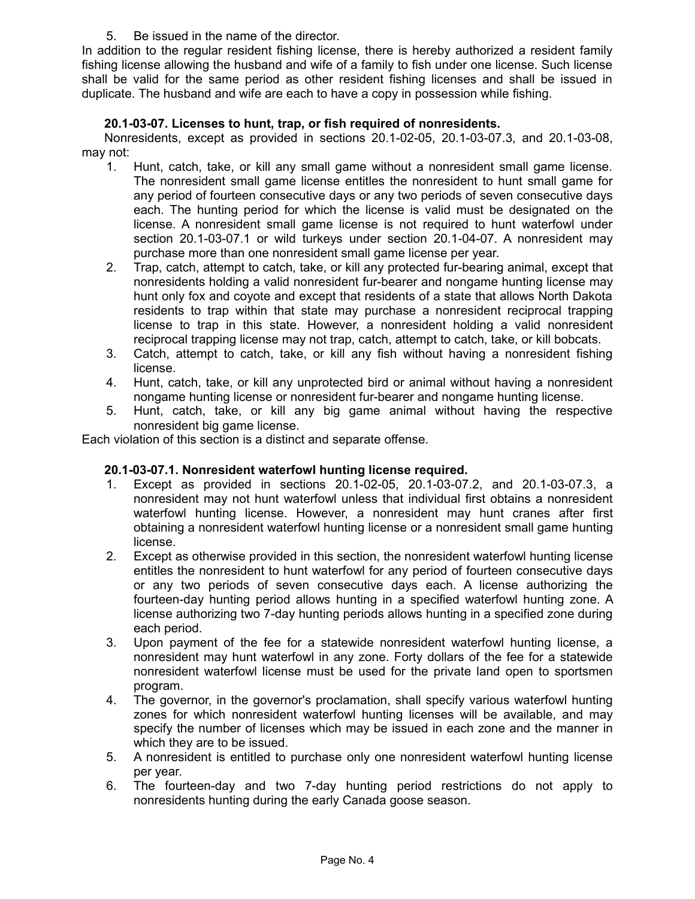5. Be issued in the name of the director.

In addition to the regular resident fishing license, there is hereby authorized a resident family fishing license allowing the husband and wife of a family to fish under one license. Such license shall be valid for the same period as other resident fishing licenses and shall be issued in duplicate. The husband and wife are each to have a copy in possession while fishing.

**20.1-03-07. Licenses to hunt, trap, or fish required of nonresidents.**

Nonresidents, except as provided in sections 20.1-02-05, 20.1-03-07.3, and 20.1-03-08, may not:

1. Hunt, catch, take, or kill any small game without a nonresident small game license. The nonresident small game license entitles the nonresident to hunt small game for any period of fourteen consecutive days or any two periods of seven consecutive days each. The hunting period for which the license is valid must be designated on the license. A nonresident small game license is not required to hunt waterfowl under section 20.1-03-07.1 or wild turkeys under section 20.1-04-07. A nonresident may purchase more than one nonresident small game license per year.
2. Trap, catch, attempt to catch, take, or kill any protected fur-bearing animal, except that nonresidents holding a valid nonresident fur-bearer and nongame hunting license may hunt only fox and coyote and except that residents of a state that allows North Dakota residents to trap within that state may purchase a nonresident reciprocal trapping license to trap in this state. However, a nonresident holding a valid nonresident reciprocal trapping license may not trap, catch, attempt to catch, take, or kill bobcats.
3. Catch, attempt to catch, take, or kill any fish without having a nonresident fishing license.
4. Hunt, catch, take, or kill any unprotected bird or animal without having a nonresident nongame hunting license or nonresident fur-bearer and nongame hunting license.
5. Hunt, catch, take, or kill any big game animal without having the respective nonresident big game license.

Each violation of this section is a distinct and separate offense.

**20.1-03-07.1. Nonresident waterfowl hunting license required.**

1. Except as provided in sections 20.1-02-05, 20.1-03-07.2, and 20.1-03-07.3, a nonresident may not hunt waterfowl unless that individual first obtains a nonresident waterfowl hunting license. However, a nonresident may hunt cranes after first obtaining a nonresident waterfowl hunting license or a nonresident small game hunting license.
2. Except as otherwise provided in this section, the nonresident waterfowl hunting license entitles the nonresident to hunt waterfowl for any period of fourteen consecutive days or any two periods of seven consecutive days each. A license authorizing the fourteen-day hunting period allows hunting in a specified waterfowl hunting zone. A license authorizing two 7-day hunting periods allows hunting in a specified zone during each period.
3. Upon payment of the fee for a statewide nonresident waterfowl hunting license, a nonresident may hunt waterfowl in any zone. Forty dollars of the fee for a statewide nonresident waterfowl license must be used for the private land open to sportsmen program.
4. The governor, in the governor's proclamation, shall specify various waterfowl hunting zones for which nonresident waterfowl hunting licenses will be available, and may specify the number of licenses which may be issued in each zone and the manner in which they are to be issued.
5. A nonresident is entitled to purchase only one nonresident waterfowl hunting license per year.
6. The fourteen-day and two 7-day hunting period restrictions do not apply to nonresidents hunting during the early Canada goose season.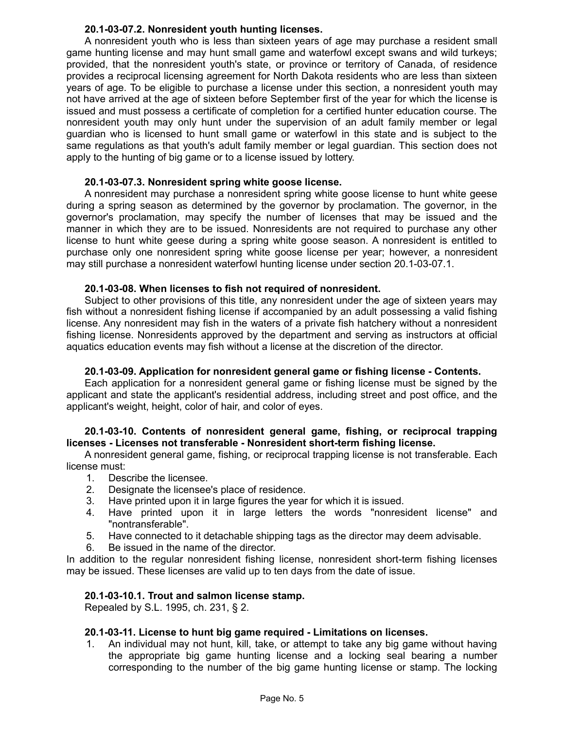**20.1-03-07.2. Nonresident youth hunting licenses.**

A nonresident youth who is less than sixteen years of age may purchase a resident small game hunting license and may hunt small game and waterfowl except swans and wild turkeys; provided, that the nonresident youth's state, or province or territory of Canada, of residence provides a reciprocal licensing agreement for North Dakota residents who are less than sixteen years of age. To be eligible to purchase a license under this section, a nonresident youth may not have arrived at the age of sixteen before September first of the year for which the license is issued and must possess a certificate of completion for a certified hunter education course. The nonresident youth may only hunt under the supervision of an adult family member or legal guardian who is licensed to hunt small game or waterfowl in this state and is subject to the same regulations as that youth's adult family member or legal guardian. This section does not apply to the hunting of big game or to a license issued by lottery.

**20.1-03-07.3. Nonresident spring white goose license.**

A nonresident may purchase a nonresident spring white goose license to hunt white geese during a spring season as determined by the governor by proclamation. The governor, in the governor's proclamation, may specify the number of licenses that may be issued and the manner in which they are to be issued. Nonresidents are not required to purchase any other license to hunt white geese during a spring white goose season. A nonresident is entitled to purchase only one nonresident spring white goose license per year; however, a nonresident may still purchase a nonresident waterfowl hunting license under section 20.1-03-07.1.

**20.1-03-08. When licenses to fish not required of nonresident.**

Subject to other provisions of this title, any nonresident under the age of sixteen years may fish without a nonresident fishing license if accompanied by an adult possessing a valid fishing license. Any nonresident may fish in the waters of a private fish hatchery without a nonresident fishing license. Nonresidents approved by the department and serving as instructors at official aquatics education events may fish without a license at the discretion of the director.

**20.1-03-09. Application for nonresident general game or fishing license - Contents.**

Each application for a nonresident general game or fishing license must be signed by the applicant and state the applicant's residential address, including street and post office, and the applicant's weight, height, color of hair, and color of eyes.

**20.1-03-10. Contents of nonresident general game, fishing, or reciprocal trapping licenses - Licenses not transferable - Nonresident short-term fishing license.**

A nonresident general game, fishing, or reciprocal trapping license is not transferable. Each license must:

1. Describe the licensee.
2. Designate the licensee's place of residence.
3. Have printed upon it in large figures the year for which it is issued.
4. Have printed upon it in large letters the words "nonresident license" and "nontransferable".
5. Have connected to it detachable shipping tags as the director may deem advisable.
6. Be issued in the name of the director.

In addition to the regular nonresident fishing license, nonresident short-term fishing licenses may be issued. These licenses are valid up to ten days from the date of issue.

**20.1-03-10.1. Trout and salmon license stamp.**

Repealed by S.L. 1995, ch. 231, § 2.

**20.1-03-11. License to hunt big game required - Limitations on licenses.**

1. An individual may not hunt, kill, take, or attempt to take any big game without having the appropriate big game hunting license and a locking seal bearing a number corresponding to the number of the big game hunting license or stamp. The locking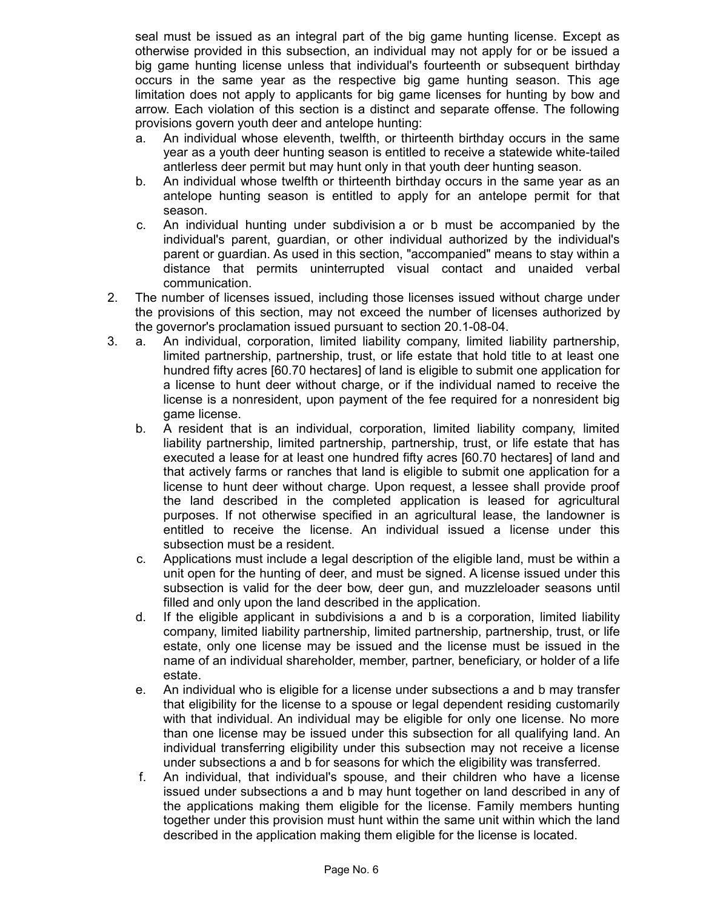seal must be issued as an integral part of the big game hunting license. Except as otherwise provided in this subsection, an individual may not apply for or be issued a big game hunting license unless that individual's fourteenth or subsequent birthday occurs in the same year as the respective big game hunting season. This age limitation does not apply to applicants for big game licenses for hunting by bow and arrow. Each violation of this section is a distinct and separate offense. The following provisions govern youth deer and antelope hunting:

a. An individual whose eleventh, twelfth, or thirteenth birthday occurs in the same year as a youth deer hunting season is entitled to receive a statewide white-tailed antlerless deer permit but may hunt only in that youth deer hunting season.
b. An individual whose twelfth or thirteenth birthday occurs in the same year as an antelope hunting season is entitled to apply for an antelope permit for that season.
c. An individual hunting under subdivision a or b must be accompanied by the individual's parent, guardian, or other individual authorized by the individual's parent or guardian. As used in this section, "accompanied" means to stay within a distance that permits uninterrupted visual contact and unaided verbal communication.

2. The number of licenses issued, including those licenses issued without charge under the provisions of this section, may not exceed the number of licenses authorized by the governor's proclamation issued pursuant to section 20.1-08-04.
3. a. An individual, corporation, limited liability company, limited liability partnership, limited partnership, partnership, trust, or life estate that hold title to at least one hundred fifty acres [60.70 hectares] of land is eligible to submit one application for a license to hunt deer without charge, or if the individual named to receive the license is a nonresident, upon payment of the fee required for a nonresident big game license.

   b. A resident that is an individual, corporation, limited liability company, limited liability partnership, limited partnership, partnership, trust, or life estate that has executed a lease for at least one hundred fifty acres [60.70 hectares] of land and that actively farms or ranches that land is eligible to submit one application for a license to hunt deer without charge. Upon request, a lessee shall provide proof the land described in the completed application is leased for agricultural purposes. If not otherwise specified in an agricultural lease, the landowner is entitled to receive the license. An individual issued a license under this subsection must be a resident.

   c. Applications must include a legal description of the eligible land, must be within a unit open for the hunting of deer, and must be signed. A license issued under this subsection is valid for the deer bow, deer gun, and muzzleloader seasons until filled and only upon the land described in the application.

   d. If the eligible applicant in subdivisions a and b is a corporation, limited liability company, limited liability partnership, limited partnership, partnership, trust, or life estate, only one license may be issued and the license must be issued in the name of an individual shareholder, member, partner, beneficiary, or holder of a life estate.

   e. An individual who is eligible for a license under subsections a and b may transfer that eligibility for the license to a spouse or legal dependent residing customarily with that individual. An individual may be eligible for only one license. No more than one license may be issued under this subsection for all qualifying land. An individual transferring eligibility under this subsection may not receive a license under subsections a and b for seasons for which the eligibility was transferred.

   f. An individual, that individual's spouse, and their children who have a license issued under subsections a and b may hunt together on land described in any of the applications making them eligible for the license. Family members hunting together under this provision must hunt within the same unit within which the land described in the application making them eligible for the license is located.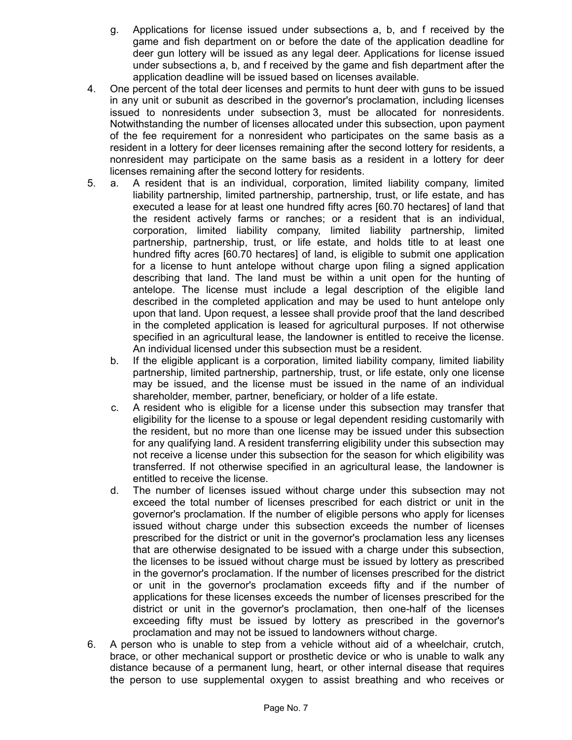g. Applications for license issued under subsections a, b, and f received by the game and fish department on or before the date of the application deadline for deer gun lottery will be issued as any legal deer. Applications for license issued under subsections a, b, and f received by the game and fish department after the application deadline will be issued based on licenses available.

4. One percent of the total deer licenses and permits to hunt deer with guns to be issued in any unit or subunit as described in the governor's proclamation, including licenses issued to nonresidents under subsection 3, must be allocated for nonresidents. Notwithstanding the number of licenses allocated under this subsection, upon payment of the fee requirement for a nonresident who participates on the same basis as a resident in a lottery for deer licenses remaining after the second lottery for residents, a nonresident may participate on the same basis as a resident in a lottery for deer licenses remaining after the second lottery for residents.

5. a. A resident that is an individual, corporation, limited liability company, limited liability partnership, limited partnership, partnership, trust, or life estate, and has executed a lease for at least one hundred fifty acres [60.70 hectares] of land that the resident actively farms or ranches; or a resident that is an individual, corporation, limited liability company, limited liability partnership, limited partnership, partnership, trust, or life estate, and holds title to at least one hundred fifty acres [60.70 hectares] of land, is eligible to submit one application for a license to hunt antelope without charge upon filing a signed application describing that land. The land must be within a unit open for the hunting of antelope. The license must include a legal description of the eligible land described in the completed application and may be used to hunt antelope only upon that land. Upon request, a lessee shall provide proof that the land described in the completed application is leased for agricultural purposes. If not otherwise specified in an agricultural lease, the landowner is entitled to receive the license. An individual licensed under this subsection must be a resident.

   b. If the eligible applicant is a corporation, limited liability company, limited liability partnership, limited partnership, partnership, trust, or life estate, only one license may be issued, and the license must be issued in the name of an individual shareholder, member, partner, beneficiary, or holder of a life estate.

   c. A resident who is eligible for a license under this subsection may transfer that eligibility for the license to a spouse or legal dependent residing customarily with the resident, but no more than one license may be issued under this subsection for any qualifying land. A resident transferring eligibility under this subsection may not receive a license under this subsection for the season for which eligibility was transferred. If not otherwise specified in an agricultural lease, the landowner is entitled to receive the license.

   d. The number of licenses issued without charge under this subsection may not exceed the total number of licenses prescribed for each district or unit in the governor's proclamation. If the number of eligible persons who apply for licenses issued without charge under this subsection exceeds the number of licenses prescribed for the district or unit in the governor's proclamation less any licenses that are otherwise designated to be issued with a charge under this subsection, the licenses to be issued without charge must be issued by lottery as prescribed in the governor's proclamation. If the number of licenses prescribed for the district or unit in the governor's proclamation exceeds fifty and if the number of applications for these licenses exceeds the number of licenses prescribed for the district or unit in the governor's proclamation, then one-half of the licenses exceeding fifty must be issued by lottery as prescribed in the governor's proclamation and may not be issued to landowners without charge.

6. A person who is unable to step from a vehicle without aid of a wheelchair, crutch, brace, or other mechanical support or prosthetic device or who is unable to walk any distance because of a permanent lung, heart, or other internal disease that requires the person to use supplemental oxygen to assist breathing and who receives or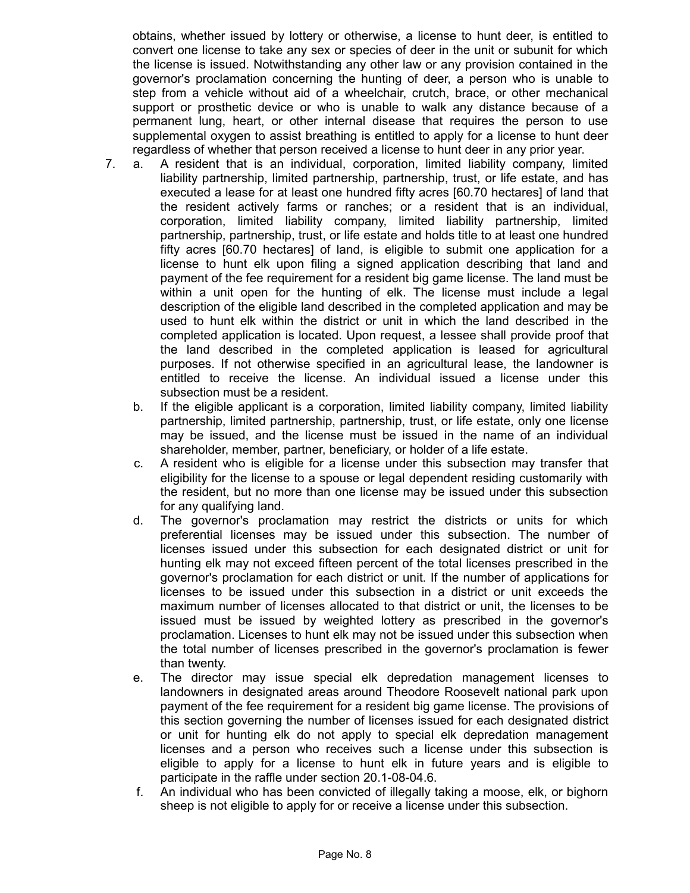obtains, whether issued by lottery or otherwise, a license to hunt deer, is entitled to convert one license to take any sex or species of deer in the unit or subunit for which the license is issued. Notwithstanding any other law or any provision contained in the governor's proclamation concerning the hunting of deer, a person who is unable to step from a vehicle without aid of a wheelchair, crutch, brace, or other mechanical support or prosthetic device or who is unable to walk any distance because of a permanent lung, heart, or other internal disease that requires the person to use supplemental oxygen to assist breathing is entitled to apply for a license to hunt deer regardless of whether that person received a license to hunt deer in any prior year.

7. a. A resident that is an individual, corporation, limited liability company, limited liability partnership, limited partnership, partnership, trust, or life estate, and has executed a lease for at least one hundred fifty acres [60.70 hectares] of land that the resident actively farms or ranches; or a resident that is an individual, corporation, limited liability company, limited liability partnership, limited partnership, partnership, trust, or life estate and holds title to at least one hundred fifty acres [60.70 hectares] of land, is eligible to submit one application for a license to hunt elk upon filing a signed application describing that land and payment of the fee requirement for a resident big game license. The land must be within a unit open for the hunting of elk. The license must include a legal description of the eligible land described in the completed application and may be used to hunt elk within the district or unit in which the land described in the completed application is located. Upon request, a lessee shall provide proof that the land described in the completed application is leased for agricultural purposes. If not otherwise specified in an agricultural lease, the landowner is entitled to receive the license. An individual issued a license under this subsection must be a resident.

   b. If the eligible applicant is a corporation, limited liability company, limited liability partnership, limited partnership, partnership, trust, or life estate, only one license may be issued, and the license must be issued in the name of an individual shareholder, member, partner, beneficiary, or holder of a life estate.

   c. A resident who is eligible for a license under this subsection may transfer that eligibility for the license to a spouse or legal dependent residing customarily with the resident, but no more than one license may be issued under this subsection for any qualifying land.

   d. The governor's proclamation may restrict the districts or units for which preferential licenses may be issued under this subsection. The number of licenses issued under this subsection for each designated district or unit for hunting elk may not exceed fifteen percent of the total licenses prescribed in the governor's proclamation for each district or unit. If the number of applications for licenses to be issued under this subsection in a district or unit exceeds the maximum number of licenses allocated to that district or unit, the licenses to be issued must be issued by weighted lottery as prescribed in the governor's proclamation. Licenses to hunt elk may not be issued under this subsection when the total number of licenses prescribed in the governor's proclamation is fewer than twenty.

   e. The director may issue special elk depredation management licenses to landowners in designated areas around Theodore Roosevelt national park upon payment of the fee requirement for a resident big game license. The provisions of this section governing the number of licenses issued for each designated district or unit for hunting elk do not apply to special elk depredation management licenses and a person who receives such a license under this subsection is eligible to apply for a license to hunt elk in future years and is eligible to participate in the raffle under section 20.1-08-04.6.

   f. An individual who has been convicted of illegally taking a moose, elk, or bighorn sheep is not eligible to apply for or receive a license under this subsection.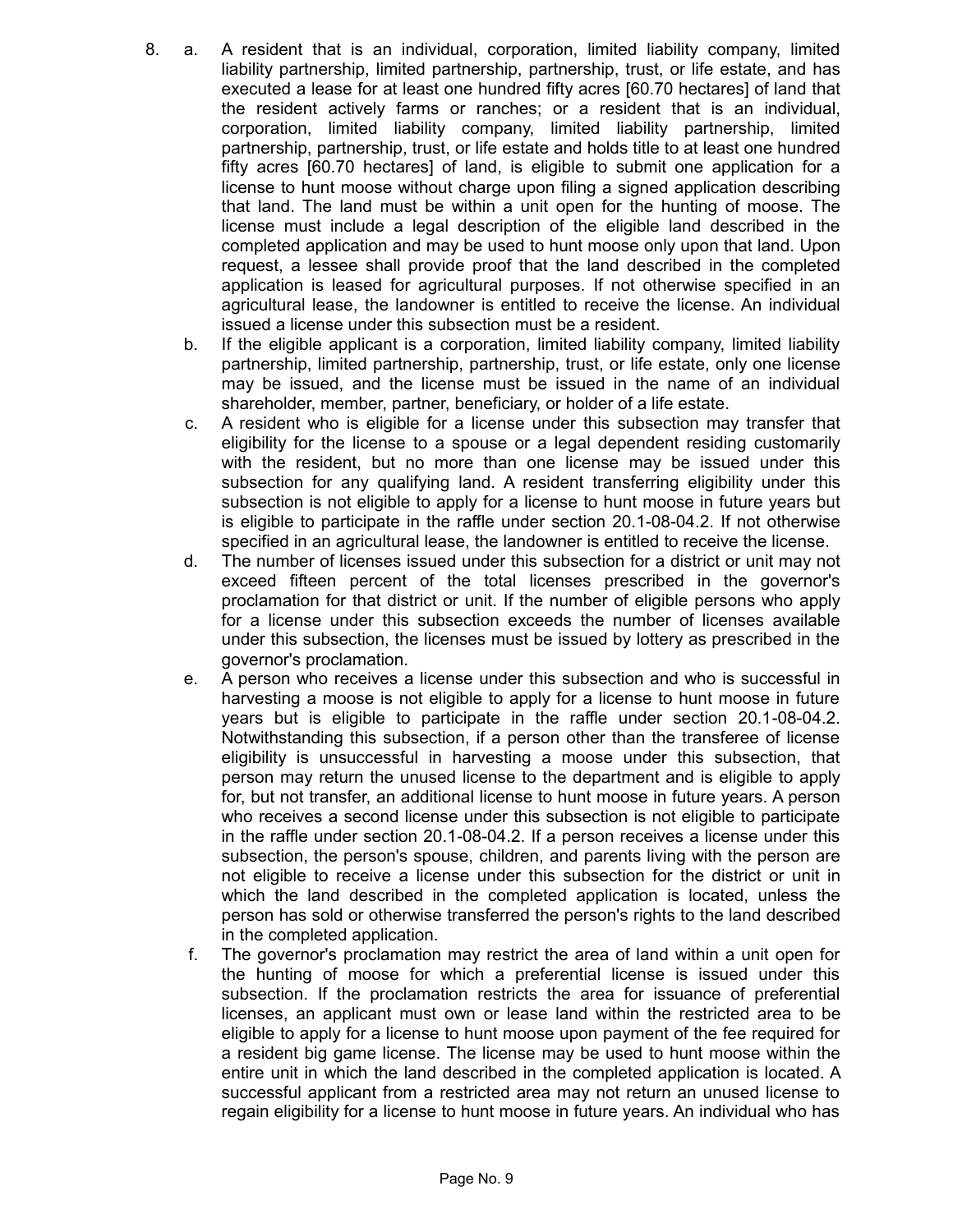8. a. A resident that is an individual, corporation, limited liability company, limited liability partnership, limited partnership, partnership, trust, or life estate, and has executed a lease for at least one hundred fifty acres [60.70 hectares] of land that the resident actively farms or ranches; or a resident that is an individual, corporation, limited liability company, limited liability partnership, limited partnership, partnership, trust, or life estate and holds title to at least one hundred fifty acres [60.70 hectares] of land, is eligible to submit one application for a license to hunt moose without charge upon filing a signed application describing that land. The land must be within a unit open for the hunting of moose. The license must include a legal description of the eligible land described in the completed application and may be used to hunt moose only upon that land. Upon request, a lessee shall provide proof that the land described in the completed application is leased for agricultural purposes. If not otherwise specified in an agricultural lease, the landowner is entitled to receive the license. An individual issued a license under this subsection must be a resident.

   b. If the eligible applicant is a corporation, limited liability company, limited liability partnership, limited partnership, partnership, trust, or life estate, only one license may be issued, and the license must be issued in the name of an individual shareholder, member, partner, beneficiary, or holder of a life estate.

   c. A resident who is eligible for a license under this subsection may transfer that eligibility for the license to a spouse or a legal dependent residing customarily with the resident, but no more than one license may be issued under this subsection for any qualifying land. A resident transferring eligibility under this subsection is not eligible to apply for a license to hunt moose in future years but is eligible to participate in the raffle under section 20.1-08-04.2. If not otherwise specified in an agricultural lease, the landowner is entitled to receive the license.

   d. The number of licenses issued under this subsection for a district or unit may not exceed fifteen percent of the total licenses prescribed in the governor's proclamation for that district or unit. If the number of eligible persons who apply for a license under this subsection exceeds the number of licenses available under this subsection, the licenses must be issued by lottery as prescribed in the governor's proclamation.

   e. A person who receives a license under this subsection and who is successful in harvesting a moose is not eligible to apply for a license to hunt moose in future years but is eligible to participate in the raffle under section 20.1-08-04.2. Notwithstanding this subsection, if a person other than the transferee of license eligibility is unsuccessful in harvesting a moose under this subsection, that person may return the unused license to the department and is eligible to apply for, but not transfer, an additional license to hunt moose in future years. A person who receives a second license under this subsection is not eligible to participate in the raffle under section 20.1-08-04.2. If a person receives a license under this subsection, the person's spouse, children, and parents living with the person are not eligible to receive a license under this subsection for the district or unit in which the land described in the completed application is located, unless the person has sold or otherwise transferred the person's rights to the land described in the completed application.

   f. The governor's proclamation may restrict the area of land within a unit open for the hunting of moose for which a preferential license is issued under this subsection. If the proclamation restricts the area for issuance of preferential licenses, an applicant must own or lease land within the restricted area to be eligible to apply for a license to hunt moose upon payment of the fee required for a resident big game license. The license may be used to hunt moose within the entire unit in which the land described in the completed application is located. A successful applicant from a restricted area may not return an unused license to regain eligibility for a license to hunt moose in future years. An individual who has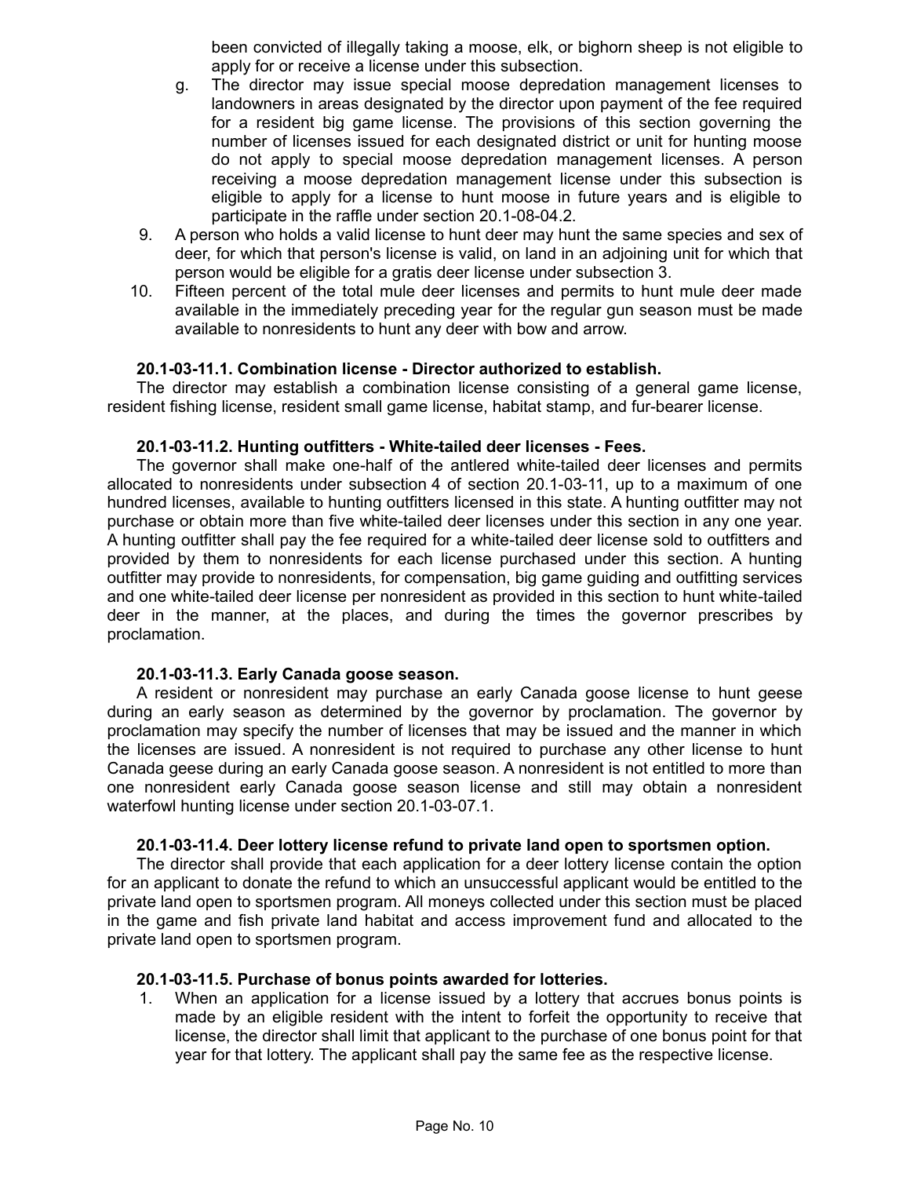been convicted of illegally taking a moose, elk, or bighorn sheep is not eligible to apply for or receive a license under this subsection.

g. The director may issue special moose depredation management licenses to landowners in areas designated by the director upon payment of the fee required for a resident big game license. The provisions of this section governing the number of licenses issued for each designated district or unit for hunting moose do not apply to special moose depredation management licenses. A person receiving a moose depredation management license under this subsection is eligible to apply for a license to hunt moose in future years and is eligible to participate in the raffle under section 20.1-08-04.2.

9. A person who holds a valid license to hunt deer may hunt the same species and sex of deer, for which that person's license is valid, on land in an adjoining unit for which that person would be eligible for a gratis deer license under subsection 3.

10. Fifteen percent of the total mule deer licenses and permits to hunt mule deer made available in the immediately preceding year for the regular gun season must be made available to nonresidents to hunt any deer with bow and arrow.

**20.1-03-11.1. Combination license - Director authorized to establish.**

The director may establish a combination license consisting of a general game license, resident fishing license, resident small game license, habitat stamp, and fur-bearer license.

**20.1-03-11.2. Hunting outfitters - White-tailed deer licenses - Fees.**

The governor shall make one-half of the antlered white-tailed deer licenses and permits allocated to nonresidents under subsection 4 of section 20.1-03-11, up to a maximum of one hundred licenses, available to hunting outfitters licensed in this state. A hunting outfitter may not purchase or obtain more than five white-tailed deer licenses under this section in any one year. A hunting outfitter shall pay the fee required for a white-tailed deer license sold to outfitters and provided by them to nonresidents for each license purchased under this section. A hunting outfitter may provide to nonresidents, for compensation, big game guiding and outfitting services and one white-tailed deer license per nonresident as provided in this section to hunt white-tailed deer in the manner, at the places, and during the times the governor prescribes by proclamation.

**20.1-03-11.3. Early Canada goose season.**

A resident or nonresident may purchase an early Canada goose license to hunt geese during an early season as determined by the governor by proclamation. The governor by proclamation may specify the number of licenses that may be issued and the manner in which the licenses are issued. A nonresident is not required to purchase any other license to hunt Canada geese during an early Canada goose season. A nonresident is not entitled to more than one nonresident early Canada goose season license and still may obtain a nonresident waterfowl hunting license under section 20.1-03-07.1.

**20.1-03-11.4. Deer lottery license refund to private land open to sportsmen option.**

The director shall provide that each application for a deer lottery license contain the option for an applicant to donate the refund to which an unsuccessful applicant would be entitled to the private land open to sportsmen program. All moneys collected under this section must be placed in the game and fish private land habitat and access improvement fund and allocated to the private land open to sportsmen program.

**20.1-03-11.5. Purchase of bonus points awarded for lotteries.**

1. When an application for a license issued by a lottery that accrues bonus points is made by an eligible resident with the intent to forfeit the opportunity to receive that license, the director shall limit that applicant to the purchase of one bonus point for that year for that lottery. The applicant shall pay the same fee as the respective license.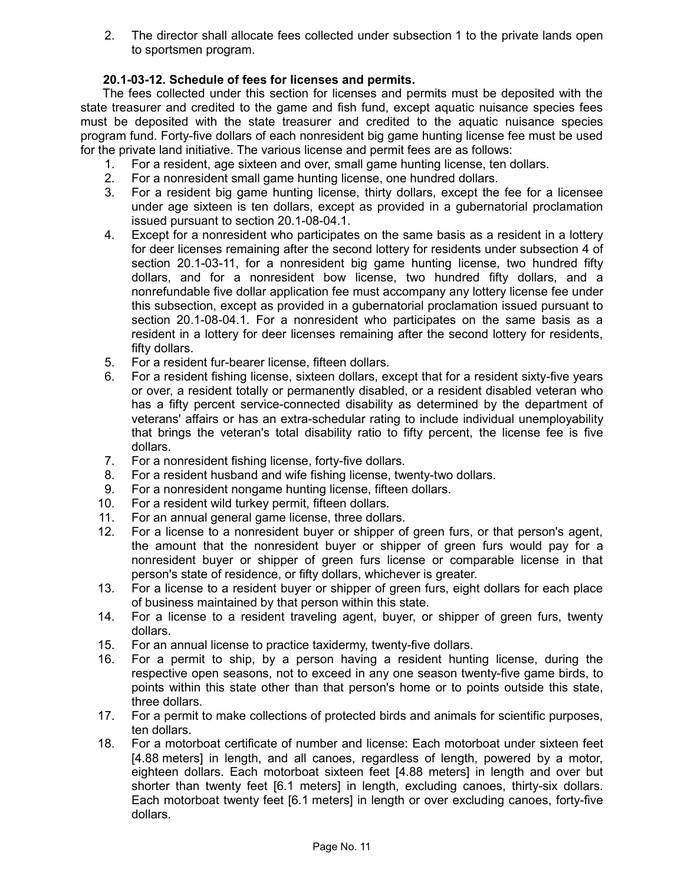2. The director shall allocate fees collected under subsection 1 to the private lands open to sportsmen program.

**20.1-03-12. Schedule of fees for licenses and permits.**

The fees collected under this section for licenses and permits must be deposited with the state treasurer and credited to the game and fish fund, except aquatic nuisance species fees must be deposited with the state treasurer and credited to the aquatic nuisance species program fund. Forty-five dollars of each nonresident big game hunting license fee must be used for the private land initiative. The various license and permit fees are as follows:

1. For a resident, age sixteen and over, small game hunting license, ten dollars.
2. For a nonresident small game hunting license, one hundred dollars.
3. For a resident big game hunting license, thirty dollars, except the fee for a licensee under age sixteen is ten dollars, except as provided in a gubernatorial proclamation issued pursuant to section 20.1-08-04.1.
4. Except for a nonresident who participates on the same basis as a resident in a lottery for deer licenses remaining after the second lottery for residents under subsection 4 of section 20.1-03-11, for a nonresident big game hunting license, two hundred fifty dollars, and for a nonresident bow license, two hundred fifty dollars, and a nonrefundable five dollar application fee must accompany any lottery license fee under this subsection, except as provided in a gubernatorial proclamation issued pursuant to section 20.1-08-04.1. For a nonresident who participates on the same basis as a resident in a lottery for deer licenses remaining after the second lottery for residents, fifty dollars.
5. For a resident fur-bearer license, fifteen dollars.
6. For a resident fishing license, sixteen dollars, except that for a resident sixty-five years or over, a resident totally or permanently disabled, or a resident disabled veteran who has a fifty percent service-connected disability as determined by the department of veterans' affairs or has an extra-schedular rating to include individual unemployability that brings the veteran's total disability ratio to fifty percent, the license fee is five dollars.
7. For a nonresident fishing license, forty-five dollars.
8. For a resident husband and wife fishing license, twenty-two dollars.
9. For a nonresident nongame hunting license, fifteen dollars.
10. For a resident wild turkey permit, fifteen dollars.
11. For an annual general game license, three dollars.
12. For a license to a nonresident buyer or shipper of green furs, or that person's agent, the amount that the nonresident buyer or shipper of green furs would pay for a nonresident buyer or shipper of green furs license or comparable license in that person's state of residence, or fifty dollars, whichever is greater.
13. For a license to a resident buyer or shipper of green furs, eight dollars for each place of business maintained by that person within this state.
14. For a license to a resident traveling agent, buyer, or shipper of green furs, twenty dollars.
15. For an annual license to practice taxidermy, twenty-five dollars.
16. For a permit to ship, by a person having a resident hunting license, during the respective open seasons, not to exceed in any one season twenty-five game birds, to points within this state other than that person's home or to points outside this state, three dollars.
17. For a permit to make collections of protected birds and animals for scientific purposes, ten dollars.
18. For a motorboat certificate of number and license: Each motorboat under sixteen feet [4.88 meters] in length, and all canoes, regardless of length, powered by a motor, eighteen dollars. Each motorboat sixteen feet [4.88 meters] in length and over but shorter than twenty feet [6.1 meters] in length, excluding canoes, thirty-six dollars. Each motorboat twenty feet [6.1 meters] in length or over excluding canoes, forty-five dollars.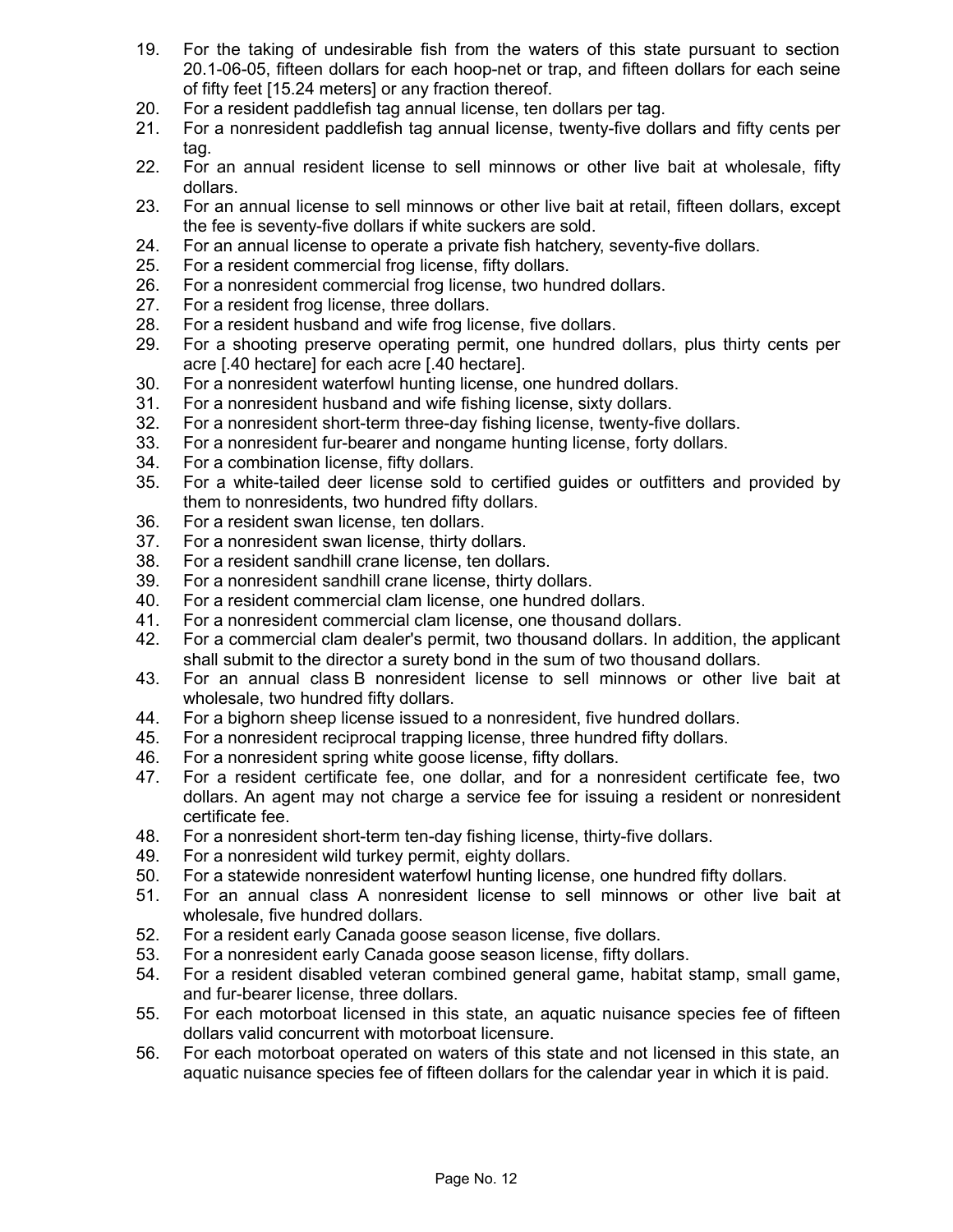19. For the taking of undesirable fish from the waters of this state pursuant to section 20.1-06-05, fifteen dollars for each hoop-net or trap, and fifteen dollars for each seine of fifty feet [15.24 meters] or any fraction thereof.
20. For a resident paddlefish tag annual license, ten dollars per tag.
21. For a nonresident paddlefish tag annual license, twenty-five dollars and fifty cents per tag.
22. For an annual resident license to sell minnows or other live bait at wholesale, fifty dollars.
23. For an annual license to sell minnows or other live bait at retail, fifteen dollars, except the fee is seventy-five dollars if white suckers are sold.
24. For an annual license to operate a private fish hatchery, seventy-five dollars.
25. For a resident commercial frog license, fifty dollars.
26. For a nonresident commercial frog license, two hundred dollars.
27. For a resident frog license, three dollars.
28. For a resident husband and wife frog license, five dollars.
29. For a shooting preserve operating permit, one hundred dollars, plus thirty cents per acre [.40 hectare] for each acre [.40 hectare].
30. For a nonresident waterfowl hunting license, one hundred dollars.
31. For a nonresident husband and wife fishing license, sixty dollars.
32. For a nonresident short-term three-day fishing license, twenty-five dollars.
33. For a nonresident fur-bearer and nongame hunting license, forty dollars.
34. For a combination license, fifty dollars.
35. For a white-tailed deer license sold to certified guides or outfitters and provided by them to nonresidents, two hundred fifty dollars.
36. For a resident swan license, ten dollars.
37. For a nonresident swan license, thirty dollars.
38. For a resident sandhill crane license, ten dollars.
39. For a nonresident sandhill crane license, thirty dollars.
40. For a resident commercial clam license, one hundred dollars.
41. For a nonresident commercial clam license, one thousand dollars.
42. For a commercial clam dealer's permit, two thousand dollars. In addition, the applicant shall submit to the director a surety bond in the sum of two thousand dollars.
43. For an annual class B nonresident license to sell minnows or other live bait at wholesale, two hundred fifty dollars.
44. For a bighorn sheep license issued to a nonresident, five hundred dollars.
45. For a nonresident reciprocal trapping license, three hundred fifty dollars.
46. For a nonresident spring white goose license, fifty dollars.
47. For a resident certificate fee, one dollar, and for a nonresident certificate fee, two dollars. An agent may not charge a service fee for issuing a resident or nonresident certificate fee.
48. For a nonresident short-term ten-day fishing license, thirty-five dollars.
49. For a nonresident wild turkey permit, eighty dollars.
50. For a statewide nonresident waterfowl hunting license, one hundred fifty dollars.
51. For an annual class A nonresident license to sell minnows or other live bait at wholesale, five hundred dollars.
52. For a resident early Canada goose season license, five dollars.
53. For a nonresident early Canada goose season license, fifty dollars.
54. For a resident disabled veteran combined general game, habitat stamp, small game, and fur-bearer license, three dollars.
55. For each motorboat licensed in this state, an aquatic nuisance species fee of fifteen dollars valid concurrent with motorboat licensure.
56. For each motorboat operated on waters of this state and not licensed in this state, an aquatic nuisance species fee of fifteen dollars for the calendar year in which it is paid.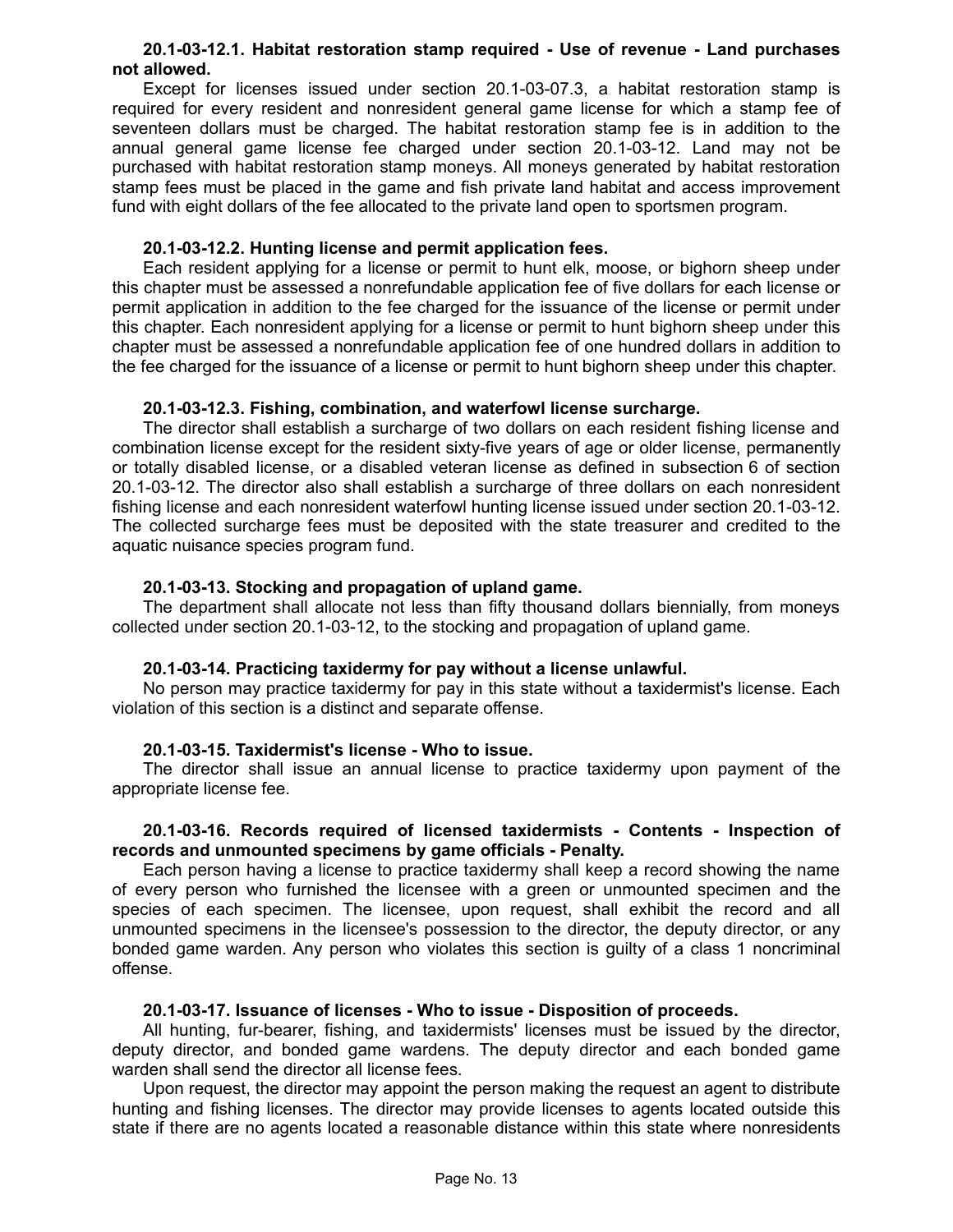**20.1-03-12.1. Habitat restoration stamp required - Use of revenue - Land purchases not allowed.**

Except for licenses issued under section 20.1-03-07.3, a habitat restoration stamp is required for every resident and nonresident general game license for which a stamp fee of seventeen dollars must be charged. The habitat restoration stamp fee is in addition to the annual general game license fee charged under section 20.1-03-12. Land may not be purchased with habitat restoration stamp moneys. All moneys generated by habitat restoration stamp fees must be placed in the game and fish private land habitat and access improvement fund with eight dollars of the fee allocated to the private land open to sportsmen program.

**20.1-03-12.2. Hunting license and permit application fees.**

Each resident applying for a license or permit to hunt elk, moose, or bighorn sheep under this chapter must be assessed a nonrefundable application fee of five dollars for each license or permit application in addition to the fee charged for the issuance of the license or permit under this chapter. Each nonresident applying for a license or permit to hunt bighorn sheep under this chapter must be assessed a nonrefundable application fee of one hundred dollars in addition to the fee charged for the issuance of a license or permit to hunt bighorn sheep under this chapter.

**20.1-03-12.3. Fishing, combination, and waterfowl license surcharge.**

The director shall establish a surcharge of two dollars on each resident fishing license and combination license except for the resident sixty-five years of age or older license, permanently or totally disabled license, or a disabled veteran license as defined in subsection 6 of section 20.1-03-12. The director also shall establish a surcharge of three dollars on each nonresident fishing license and each nonresident waterfowl hunting license issued under section 20.1-03-12. The collected surcharge fees must be deposited with the state treasurer and credited to the aquatic nuisance species program fund.

**20.1-03-13. Stocking and propagation of upland game.**

The department shall allocate not less than fifty thousand dollars biennially, from moneys collected under section 20.1-03-12, to the stocking and propagation of upland game.

**20.1-03-14. Practicing taxidermy for pay without a license unlawful.**

No person may practice taxidermy for pay in this state without a taxidermist's license. Each violation of this section is a distinct and separate offense.

**20.1-03-15. Taxidermist's license - Who to issue.**

The director shall issue an annual license to practice taxidermy upon payment of the appropriate license fee.

**20.1-03-16. Records required of licensed taxidermists - Contents - Inspection of records and unmounted specimens by game officials - Penalty.**

Each person having a license to practice taxidermy shall keep a record showing the name of every person who furnished the licensee with a green or unmounted specimen and the species of each specimen. The licensee, upon request, shall exhibit the record and all unmounted specimens in the licensee's possession to the director, the deputy director, or any bonded game warden. Any person who violates this section is guilty of a class 1 noncriminal offense.

**20.1-03-17. Issuance of licenses - Who to issue - Disposition of proceeds.**

All hunting, fur-bearer, fishing, and taxidermists' licenses must be issued by the director, deputy director, and bonded game wardens. The deputy director and each bonded game warden shall send the director all license fees.

Upon request, the director may appoint the person making the request an agent to distribute hunting and fishing licenses. The director may provide licenses to agents located outside this state if there are no agents located a reasonable distance within this state where nonresidents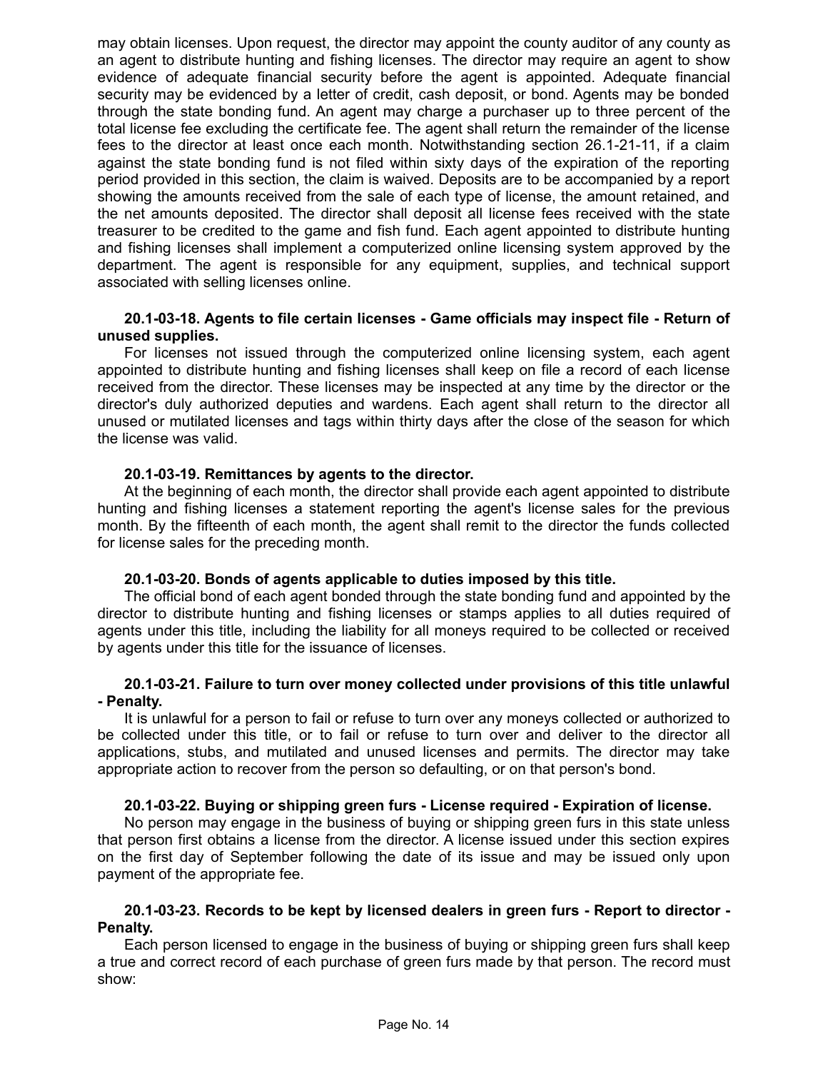may obtain licenses. Upon request, the director may appoint the county auditor of any county as an agent to distribute hunting and fishing licenses. The director may require an agent to show evidence of adequate financial security before the agent is appointed. Adequate financial security may be evidenced by a letter of credit, cash deposit, or bond. Agents may be bonded through the state bonding fund. An agent may charge a purchaser up to three percent of the total license fee excluding the certificate fee. The agent shall return the remainder of the license fees to the director at least once each month. Notwithstanding section 26.1-21-11, if a claim against the state bonding fund is not filed within sixty days of the expiration of the reporting period provided in this section, the claim is waived. Deposits are to be accompanied by a report showing the amounts received from the sale of each type of license, the amount retained, and the net amounts deposited. The director shall deposit all license fees received with the state treasurer to be credited to the game and fish fund. Each agent appointed to distribute hunting and fishing licenses shall implement a computerized online licensing system approved by the department. The agent is responsible for any equipment, supplies, and technical support associated with selling licenses online.

**20.1-03-18. Agents to file certain licenses - Game officials may inspect file - Return of unused supplies.**

For licenses not issued through the computerized online licensing system, each agent appointed to distribute hunting and fishing licenses shall keep on file a record of each license received from the director. These licenses may be inspected at any time by the director or the director's duly authorized deputies and wardens. Each agent shall return to the director all unused or mutilated licenses and tags within thirty days after the close of the season for which the license was valid.

**20.1-03-19. Remittances by agents to the director.**

At the beginning of each month, the director shall provide each agent appointed to distribute hunting and fishing licenses a statement reporting the agent's license sales for the previous month. By the fifteenth of each month, the agent shall remit to the director the funds collected for license sales for the preceding month.

**20.1-03-20. Bonds of agents applicable to duties imposed by this title.**

The official bond of each agent bonded through the state bonding fund and appointed by the director to distribute hunting and fishing licenses or stamps applies to all duties required of agents under this title, including the liability for all moneys required to be collected or received by agents under this title for the issuance of licenses.

**20.1-03-21. Failure to turn over money collected under provisions of this title unlawful - Penalty.**

It is unlawful for a person to fail or refuse to turn over any moneys collected or authorized to be collected under this title, or to fail or refuse to turn over and deliver to the director all applications, stubs, and mutilated and unused licenses and permits. The director may take appropriate action to recover from the person so defaulting, or on that person's bond.

**20.1-03-22. Buying or shipping green furs - License required - Expiration of license.**

No person may engage in the business of buying or shipping green furs in this state unless that person first obtains a license from the director. A license issued under this section expires on the first day of September following the date of its issue and may be issued only upon payment of the appropriate fee.

**20.1-03-23. Records to be kept by licensed dealers in green furs - Report to director - Penalty.**

Each person licensed to engage in the business of buying or shipping green furs shall keep a true and correct record of each purchase of green furs made by that person. The record must show: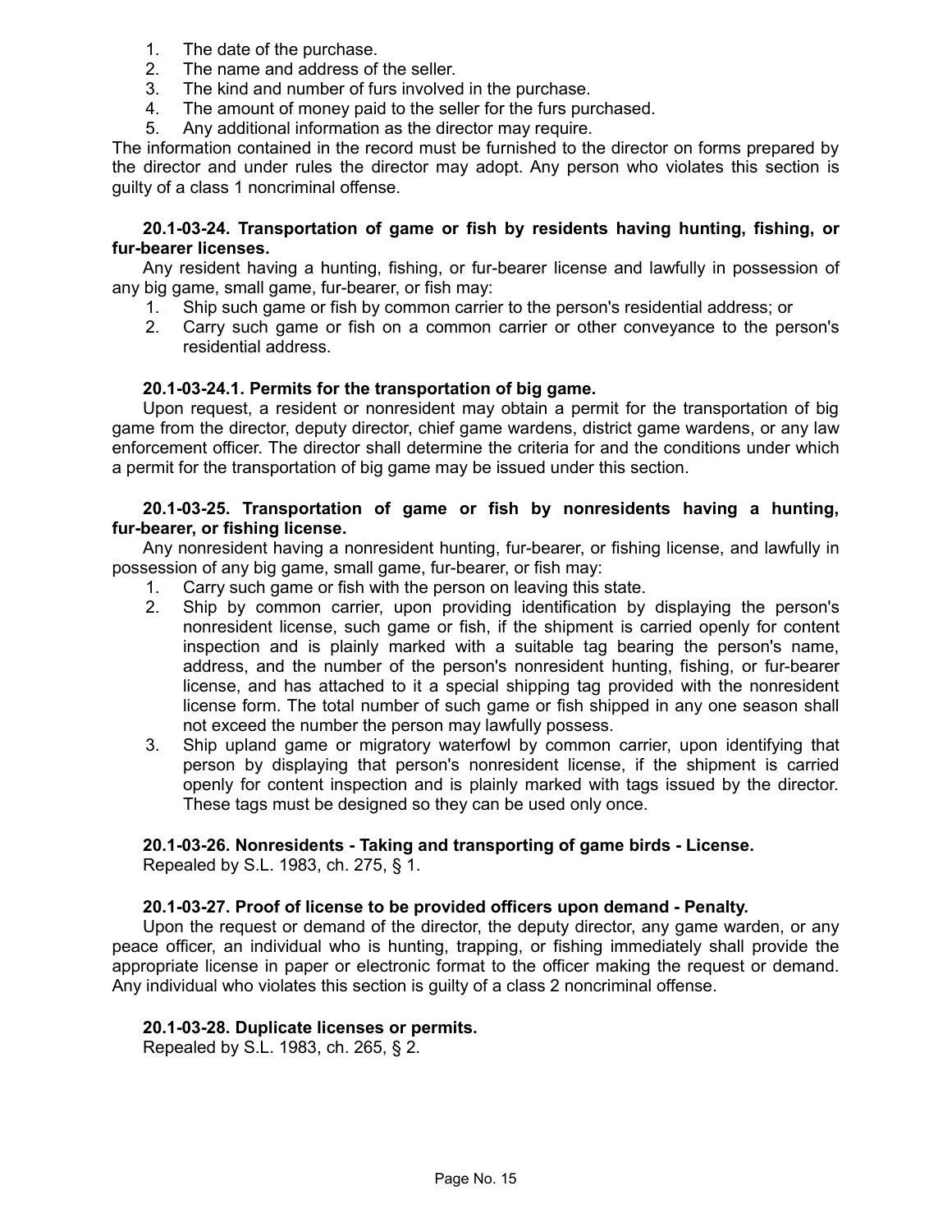1. The date of the purchase.
2. The name and address of the seller.
3. The kind and number of furs involved in the purchase.
4. The amount of money paid to the seller for the furs purchased.
5. Any additional information as the director may require.

The information contained in the record must be furnished to the director on forms prepared by the director and under rules the director may adopt. Any person who violates this section is guilty of a class 1 noncriminal offense.

**20.1-03-24. Transportation of game or fish by residents having hunting, fishing, or fur-bearer licenses.**

Any resident having a hunting, fishing, or fur-bearer license and lawfully in possession of any big game, small game, fur-bearer, or fish may:

1. Ship such game or fish by common carrier to the person's residential address; or
2. Carry such game or fish on a common carrier or other conveyance to the person's residential address.

**20.1-03-24.1. Permits for the transportation of big game.**

Upon request, a resident or nonresident may obtain a permit for the transportation of big game from the director, deputy director, chief game wardens, district game wardens, or any law enforcement officer. The director shall determine the criteria for and the conditions under which a permit for the transportation of big game may be issued under this section.

**20.1-03-25. Transportation of game or fish by nonresidents having a hunting, fur-bearer, or fishing license.**

Any nonresident having a nonresident hunting, fur-bearer, or fishing license, and lawfully in possession of any big game, small game, fur-bearer, or fish may:

1. Carry such game or fish with the person on leaving this state.
2. Ship by common carrier, upon providing identification by displaying the person's nonresident license, such game or fish, if the shipment is carried openly for content inspection and is plainly marked with a suitable tag bearing the person's name, address, and the number of the person's nonresident hunting, fishing, or fur-bearer license, and has attached to it a special shipping tag provided with the nonresident license form. The total number of such game or fish shipped in any one season shall not exceed the number the person may lawfully possess.
3. Ship upland game or migratory waterfowl by common carrier, upon identifying that person by displaying that person's nonresident license, if the shipment is carried openly for content inspection and is plainly marked with tags issued by the director. These tags must be designed so they can be used only once.

**20.1-03-26. Nonresidents - Taking and transporting of game birds - License.**

Repealed by S.L. 1983, ch. 275, § 1.

**20.1-03-27. Proof of license to be provided officers upon demand - Penalty.**

Upon the request or demand of the director, the deputy director, any game warden, or any peace officer, an individual who is hunting, trapping, or fishing immediately shall provide the appropriate license in paper or electronic format to the officer making the request or demand. Any individual who violates this section is guilty of a class 2 noncriminal offense.

**20.1-03-28. Duplicate licenses or permits.**

Repealed by S.L. 1983, ch. 265, § 2.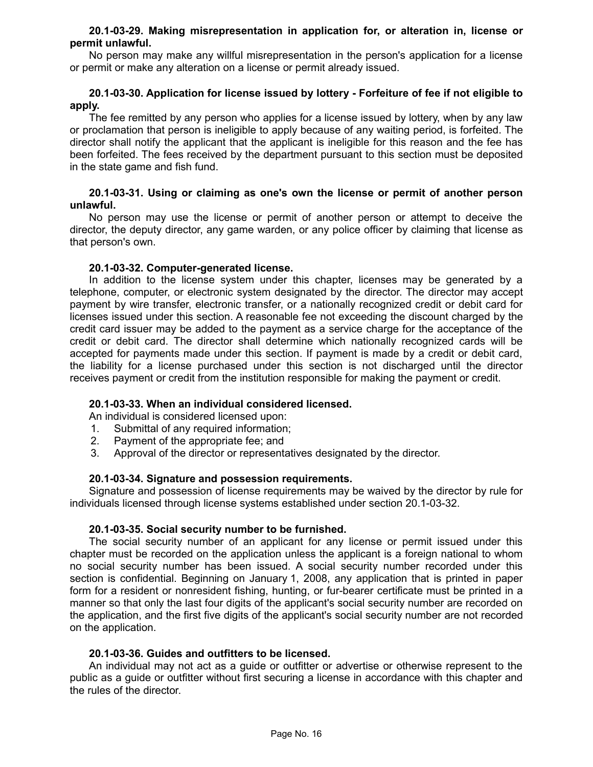**20.1-03-29. Making misrepresentation in application for, or alteration in, license or permit unlawful.**

No person may make any willful misrepresentation in the person's application for a license or permit or make any alteration on a license or permit already issued.

**20.1-03-30. Application for license issued by lottery - Forfeiture of fee if not eligible to apply.**

The fee remitted by any person who applies for a license issued by lottery, when by any law or proclamation that person is ineligible to apply because of any waiting period, is forfeited. The director shall notify the applicant that the applicant is ineligible for this reason and the fee has been forfeited. The fees received by the department pursuant to this section must be deposited in the state game and fish fund.

**20.1-03-31. Using or claiming as one's own the license or permit of another person unlawful.**

No person may use the license or permit of another person or attempt to deceive the director, the deputy director, any game warden, or any police officer by claiming that license as that person's own.

**20.1-03-32. Computer-generated license.**

In addition to the license system under this chapter, licenses may be generated by a telephone, computer, or electronic system designated by the director. The director may accept payment by wire transfer, electronic transfer, or a nationally recognized credit or debit card for licenses issued under this section. A reasonable fee not exceeding the discount charged by the credit card issuer may be added to the payment as a service charge for the acceptance of the credit or debit card. The director shall determine which nationally recognized cards will be accepted for payments made under this section. If payment is made by a credit or debit card, the liability for a license purchased under this section is not discharged until the director receives payment or credit from the institution responsible for making the payment or credit.

**20.1-03-33. When an individual considered licensed.**

An individual is considered licensed upon:

1. Submittal of any required information;
2. Payment of the appropriate fee; and
3. Approval of the director or representatives designated by the director.

**20.1-03-34. Signature and possession requirements.**

Signature and possession of license requirements may be waived by the director by rule for individuals licensed through license systems established under section 20.1-03-32.

**20.1-03-35. Social security number to be furnished.**

The social security number of an applicant for any license or permit issued under this chapter must be recorded on the application unless the applicant is a foreign national to whom no social security number has been issued. A social security number recorded under this section is confidential. Beginning on January 1, 2008, any application that is printed in paper form for a resident or nonresident fishing, hunting, or fur-bearer certificate must be printed in a manner so that only the last four digits of the applicant's social security number are recorded on the application, and the first five digits of the applicant's social security number are not recorded on the application.

**20.1-03-36. Guides and outfitters to be licensed.**

An individual may not act as a guide or outfitter or advertise or otherwise represent to the public as a guide or outfitter without first securing a license in accordance with this chapter and the rules of the director.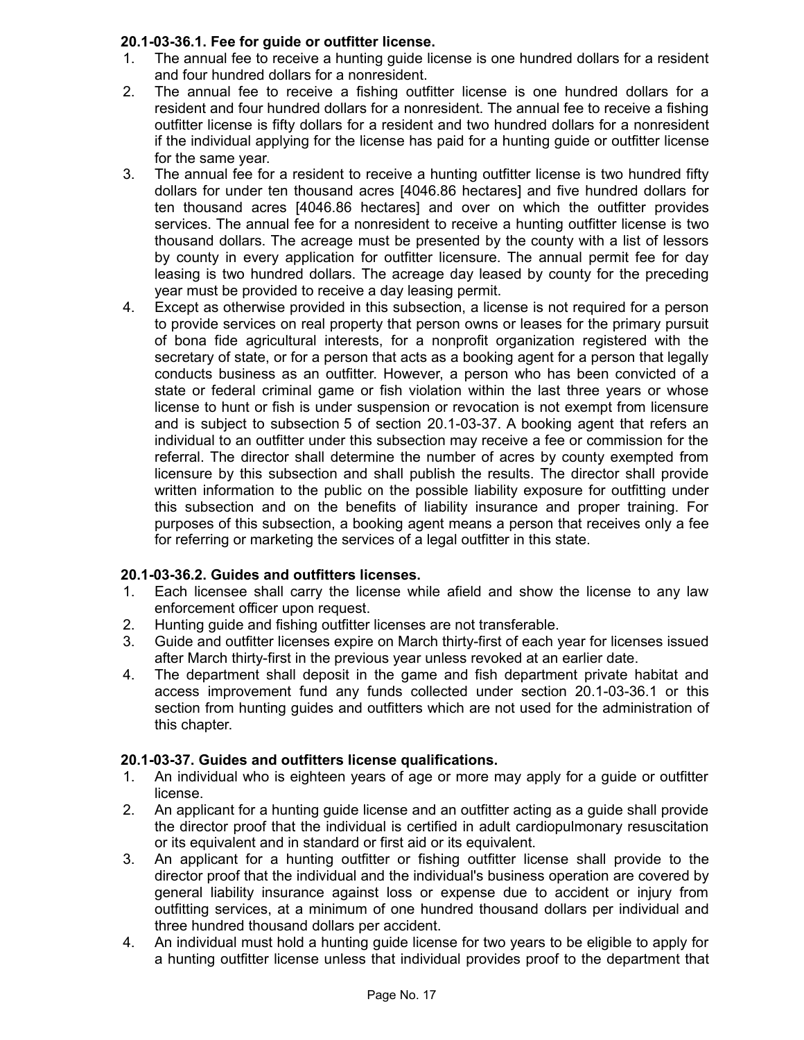**20.1-03-36.1. Fee for guide or outfitter license.**

1. The annual fee to receive a hunting guide license is one hundred dollars for a resident and four hundred dollars for a nonresident.
2. The annual fee to receive a fishing outfitter license is one hundred dollars for a resident and four hundred dollars for a nonresident. The annual fee to receive a fishing outfitter license is fifty dollars for a resident and two hundred dollars for a nonresident if the individual applying for the license has paid for a hunting guide or outfitter license for the same year.
3. The annual fee for a resident to receive a hunting outfitter license is two hundred fifty dollars for under ten thousand acres [4046.86 hectares] and five hundred dollars for ten thousand acres [4046.86 hectares] and over on which the outfitter provides services. The annual fee for a nonresident to receive a hunting outfitter license is two thousand dollars. The acreage must be presented by the county with a list of lessors by county in every application for outfitter licensure. The annual permit fee for day leasing is two hundred dollars. The acreage day leased by county for the preceding year must be provided to receive a day leasing permit.
4. Except as otherwise provided in this subsection, a license is not required for a person to provide services on real property that person owns or leases for the primary pursuit of bona fide agricultural interests, for a nonprofit organization registered with the secretary of state, or for a person that acts as a booking agent for a person that legally conducts business as an outfitter. However, a person who has been convicted of a state or federal criminal game or fish violation within the last three years or whose license to hunt or fish is under suspension or revocation is not exempt from licensure and is subject to subsection 5 of section 20.1-03-37. A booking agent that refers an individual to an outfitter under this subsection may receive a fee or commission for the referral. The director shall determine the number of acres by county exempted from licensure by this subsection and shall publish the results. The director shall provide written information to the public on the possible liability exposure for outfitting under this subsection and on the benefits of liability insurance and proper training. For purposes of this subsection, a booking agent means a person that receives only a fee for referring or marketing the services of a legal outfitter in this state.

**20.1-03-36.2. Guides and outfitters licenses.**

1. Each licensee shall carry the license while afield and show the license to any law enforcement officer upon request.
2. Hunting guide and fishing outfitter licenses are not transferable.
3. Guide and outfitter licenses expire on March thirty-first of each year for licenses issued after March thirty-first in the previous year unless revoked at an earlier date.
4. The department shall deposit in the game and fish department private habitat and access improvement fund any funds collected under section 20.1-03-36.1 or this section from hunting guides and outfitters which are not used for the administration of this chapter.

**20.1-03-37. Guides and outfitters license qualifications.**

1. An individual who is eighteen years of age or more may apply for a guide or outfitter license.
2. An applicant for a hunting guide license and an outfitter acting as a guide shall provide the director proof that the individual is certified in adult cardiopulmonary resuscitation or its equivalent and in standard or first aid or its equivalent.
3. An applicant for a hunting outfitter or fishing outfitter license shall provide to the director proof that the individual and the individual's business operation are covered by general liability insurance against loss or expense due to accident or injury from outfitting services, at a minimum of one hundred thousand dollars per individual and three hundred thousand dollars per accident.
4. An individual must hold a hunting guide license for two years to be eligible to apply for a hunting outfitter license unless that individual provides proof to the department that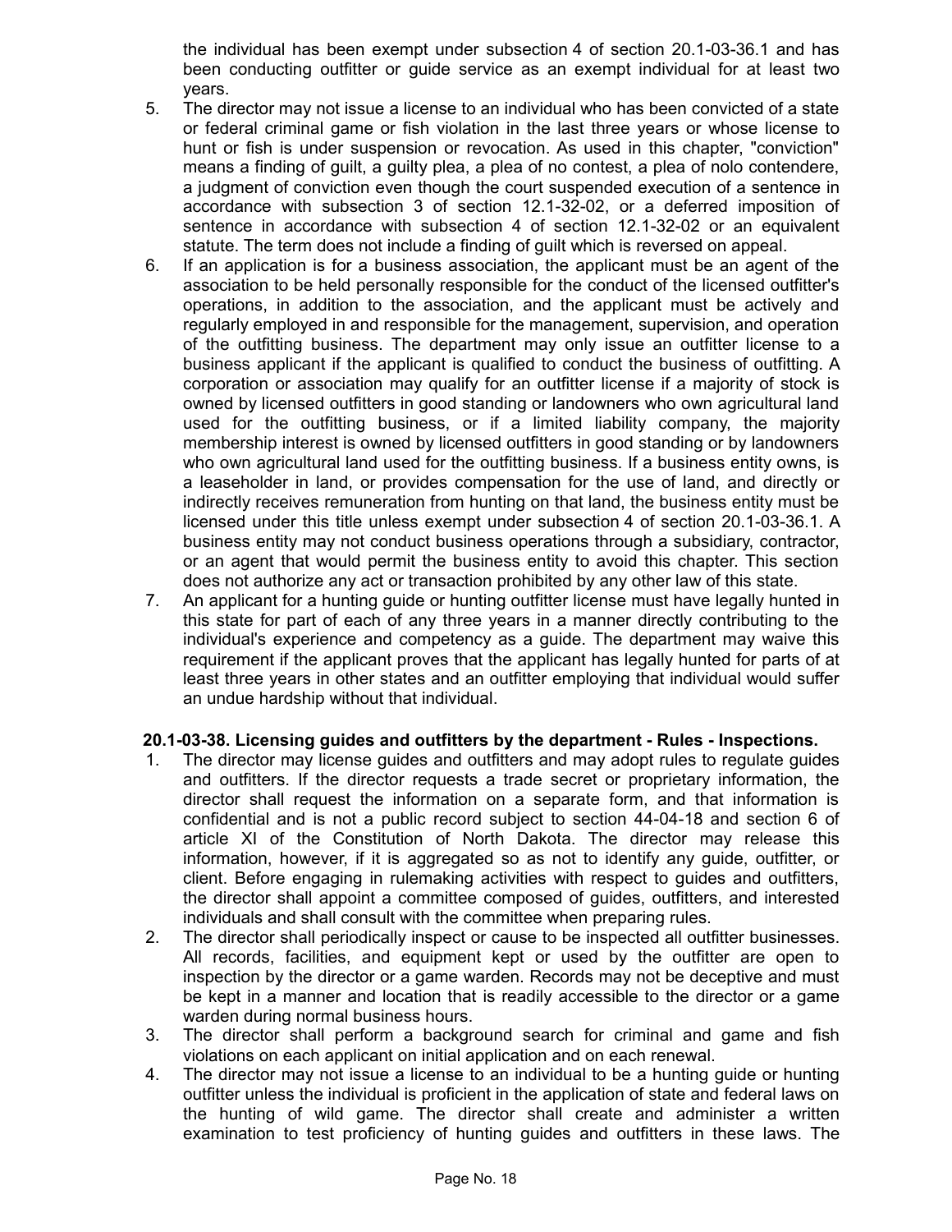the individual has been exempt under subsection 4 of section 20.1-03-36.1 and has been conducting outfitter or guide service as an exempt individual for at least two years.

5. The director may not issue a license to an individual who has been convicted of a state or federal criminal game or fish violation in the last three years or whose license to hunt or fish is under suspension or revocation. As used in this chapter, "conviction" means a finding of guilt, a guilty plea, a plea of no contest, a plea of nolo contendere, a judgment of conviction even though the court suspended execution of a sentence in accordance with subsection 3 of section 12.1-32-02, or a deferred imposition of sentence in accordance with subsection 4 of section 12.1-32-02 or an equivalent statute. The term does not include a finding of guilt which is reversed on appeal.
6. If an application is for a business association, the applicant must be an agent of the association to be held personally responsible for the conduct of the licensed outfitter's operations, in addition to the association, and the applicant must be actively and regularly employed in and responsible for the management, supervision, and operation of the outfitting business. The department may only issue an outfitter license to a business applicant if the applicant is qualified to conduct the business of outfitting. A corporation or association may qualify for an outfitter license if a majority of stock is owned by licensed outfitters in good standing or landowners who own agricultural land used for the outfitting business, or if a limited liability company, the majority membership interest is owned by licensed outfitters in good standing or by landowners who own agricultural land used for the outfitting business. If a business entity owns, is a leaseholder in land, or provides compensation for the use of land, and directly or indirectly receives remuneration from hunting on that land, the business entity must be licensed under this title unless exempt under subsection 4 of section 20.1-03-36.1. A business entity may not conduct business operations through a subsidiary, contractor, or an agent that would permit the business entity to avoid this chapter. This section does not authorize any act or transaction prohibited by any other law of this state.
7. An applicant for a hunting guide or hunting outfitter license must have legally hunted in this state for part of each of any three years in a manner directly contributing to the individual's experience and competency as a guide. The department may waive this requirement if the applicant proves that the applicant has legally hunted for parts of at least three years in other states and an outfitter employing that individual would suffer an undue hardship without that individual.

**20.1-03-38. Licensing guides and outfitters by the department - Rules - Inspections.**

1. The director may license guides and outfitters and may adopt rules to regulate guides and outfitters. If the director requests a trade secret or proprietary information, the director shall request the information on a separate form, and that information is confidential and is not a public record subject to section 44-04-18 and section 6 of article XI of the Constitution of North Dakota. The director may release this information, however, if it is aggregated so as not to identify any guide, outfitter, or client. Before engaging in rulemaking activities with respect to guides and outfitters, the director shall appoint a committee composed of guides, outfitters, and interested individuals and shall consult with the committee when preparing rules.
2. The director shall periodically inspect or cause to be inspected all outfitter businesses. All records, facilities, and equipment kept or used by the outfitter are open to inspection by the director or a game warden. Records may not be deceptive and must be kept in a manner and location that is readily accessible to the director or a game warden during normal business hours.
3. The director shall perform a background search for criminal and game and fish violations on each applicant on initial application and on each renewal.
4. The director may not issue a license to an individual to be a hunting guide or hunting outfitter unless the individual is proficient in the application of state and federal laws on the hunting of wild game. The director shall create and administer a written examination to test proficiency of hunting guides and outfitters in these laws. The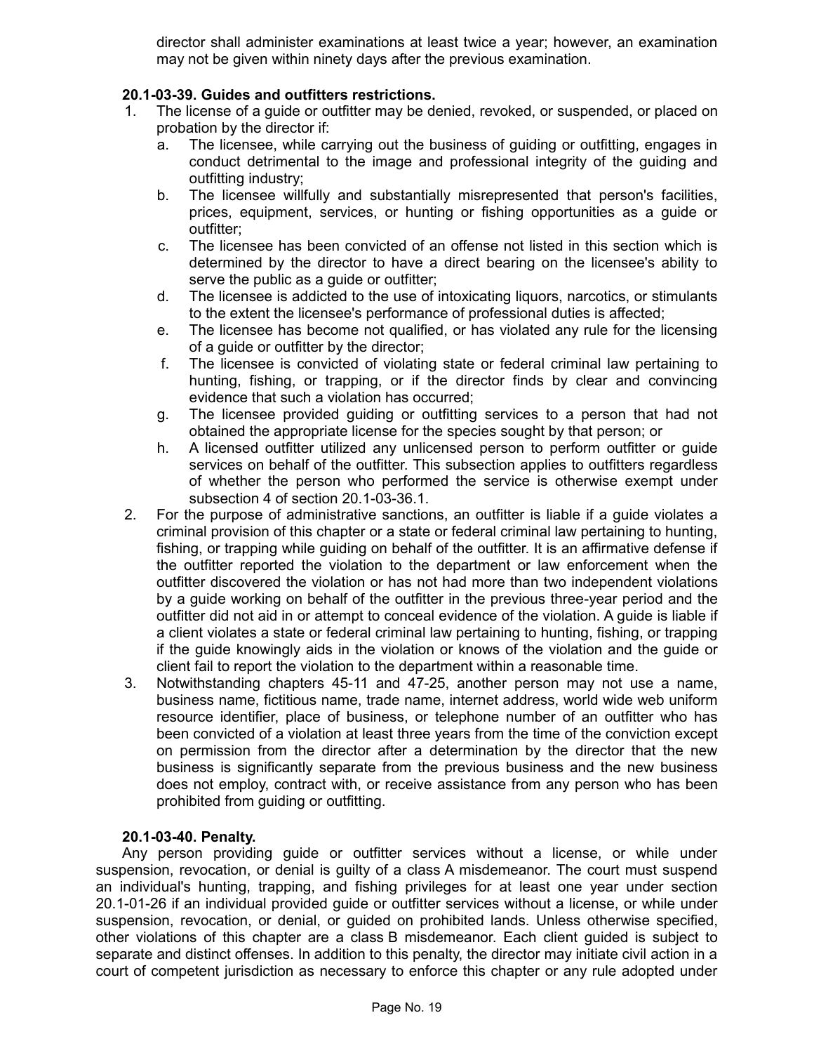director shall administer examinations at least twice a year; however, an examination may not be given within ninety days after the previous examination.

**20.1-03-39. Guides and outfitters restrictions.**

1. The license of a guide or outfitter may be denied, revoked, or suspended, or placed on probation by the director if:
   a. The licensee, while carrying out the business of guiding or outfitting, engages in conduct detrimental to the image and professional integrity of the guiding and outfitting industry;
   b. The licensee willfully and substantially misrepresented that person's facilities, prices, equipment, services, or hunting or fishing opportunities as a guide or outfitter;
   c. The licensee has been convicted of an offense not listed in this section which is determined by the director to have a direct bearing on the licensee's ability to serve the public as a guide or outfitter;
   d. The licensee is addicted to the use of intoxicating liquors, narcotics, or stimulants to the extent the licensee's performance of professional duties is affected;
   e. The licensee has become not qualified, or has violated any rule for the licensing of a guide or outfitter by the director;
   f. The licensee is convicted of violating state or federal criminal law pertaining to hunting, fishing, or trapping, or if the director finds by clear and convincing evidence that such a violation has occurred;
   g. The licensee provided guiding or outfitting services to a person that had not obtained the appropriate license for the species sought by that person; or
   h. A licensed outfitter utilized any unlicensed person to perform outfitter or guide services on behalf of the outfitter. This subsection applies to outfitters regardless of whether the person who performed the service is otherwise exempt under subsection 4 of section 20.1-03-36.1.
2. For the purpose of administrative sanctions, an outfitter is liable if a guide violates a criminal provision of this chapter or a state or federal criminal law pertaining to hunting, fishing, or trapping while guiding on behalf of the outfitter. It is an affirmative defense if the outfitter reported the violation to the department or law enforcement when the outfitter discovered the violation or has not had more than two independent violations by a guide working on behalf of the outfitter in the previous three-year period and the outfitter did not aid in or attempt to conceal evidence of the violation. A guide is liable if a client violates a state or federal criminal law pertaining to hunting, fishing, or trapping if the guide knowingly aids in the violation or knows of the violation and the guide or client fail to report the violation to the department within a reasonable time.
3. Notwithstanding chapters 45-11 and 47-25, another person may not use a name, business name, fictitious name, trade name, internet address, world wide web uniform resource identifier, place of business, or telephone number of an outfitter who has been convicted of a violation at least three years from the time of the conviction except on permission from the director after a determination by the director that the new business is significantly separate from the previous business and the new business does not employ, contract with, or receive assistance from any person who has been prohibited from guiding or outfitting.

**20.1-03-40. Penalty.**

Any person providing guide or outfitter services without a license, or while under suspension, revocation, or denial is guilty of a class A misdemeanor. The court must suspend an individual's hunting, trapping, and fishing privileges for at least one year under section 20.1-01-26 if an individual provided guide or outfitter services without a license, or while under suspension, revocation, or denial, or guided on prohibited lands. Unless otherwise specified, other violations of this chapter are a class B misdemeanor. Each client guided is subject to separate and distinct offenses. In addition to this penalty, the director may initiate civil action in a court of competent jurisdiction as necessary to enforce this chapter or any rule adopted under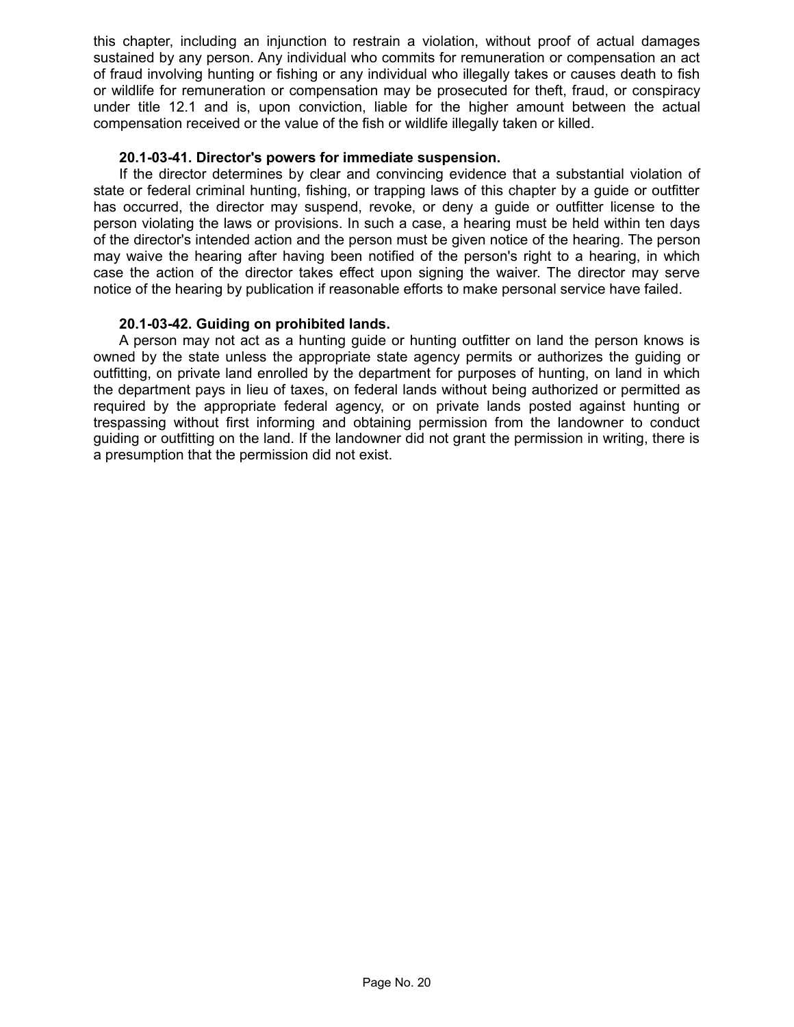this chapter, including an injunction to restrain a violation, without proof of actual damages sustained by any person. Any individual who commits for remuneration or compensation an act of fraud involving hunting or fishing or any individual who illegally takes or causes death to fish or wildlife for remuneration or compensation may be prosecuted for theft, fraud, or conspiracy under title 12.1 and is, upon conviction, liable for the higher amount between the actual compensation received or the value of the fish or wildlife illegally taken or killed.

**20.1-03-41. Director's powers for immediate suspension.**

If the director determines by clear and convincing evidence that a substantial violation of state or federal criminal hunting, fishing, or trapping laws of this chapter by a guide or outfitter has occurred, the director may suspend, revoke, or deny a guide or outfitter license to the person violating the laws or provisions. In such a case, a hearing must be held within ten days of the director's intended action and the person must be given notice of the hearing. The person may waive the hearing after having been notified of the person's right to a hearing, in which case the action of the director takes effect upon signing the waiver. The director may serve notice of the hearing by publication if reasonable efforts to make personal service have failed.

**20.1-03-42. Guiding on prohibited lands.**

A person may not act as a hunting guide or hunting outfitter on land the person knows is owned by the state unless the appropriate state agency permits or authorizes the guiding or outfitting, on private land enrolled by the department for purposes of hunting, on land in which the department pays in lieu of taxes, on federal lands without being authorized or permitted as required by the appropriate federal agency, or on private lands posted against hunting or trespassing without first informing and obtaining permission from the landowner to conduct guiding or outfitting on the land. If the landowner did not grant the permission in writing, there is a presumption that the permission did not exist.